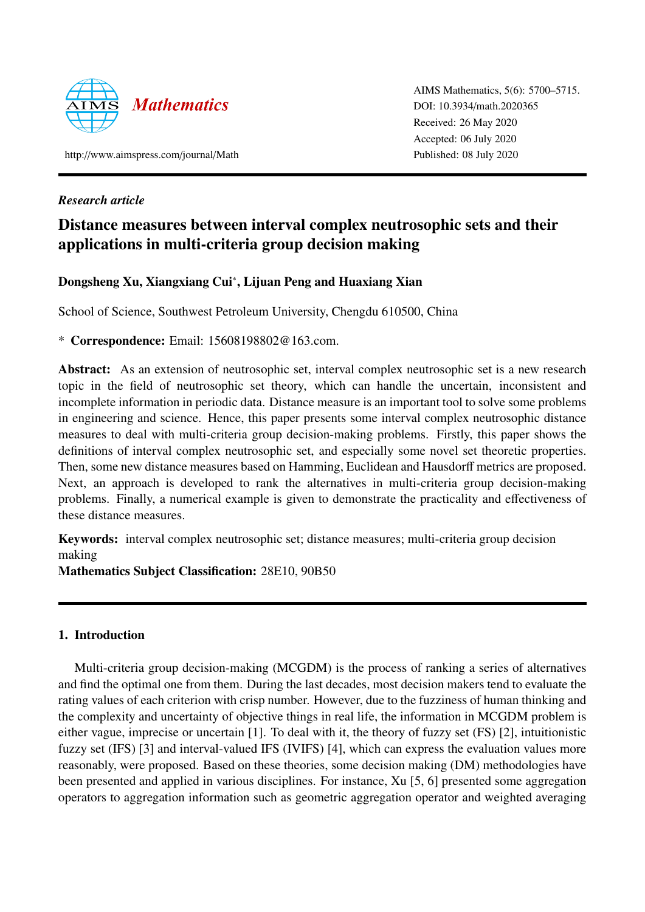AIMS Mathematics, 5(6): 5700–5715.
DOI: 10.3934/math.2020365
Received: 26 May 2020
Accepted: 06 July 2020
Published: 08 July 2020

http://www.aimspress.com/journal/Math

*Research article*

# Distance measures between interval complex neutrosophic sets and their applications in multi-criteria group decision making

**Dongsheng Xu, Xiangxiang Cui*, Lijuan Peng and Huaxiang Xian**

School of Science, Southwest Petroleum University, Chengdu 610500, China

\* **Correspondence:** Email: 15608198802@163.com.

**Abstract:** As an extension of neutrosophic set, interval complex neutrosophic set is a new research topic in the field of neutrosophic set theory, which can handle the uncertain, inconsistent and incomplete information in periodic data. Distance measure is an important tool to solve some problems in engineering and science. Hence, this paper presents some interval complex neutrosophic distance measures to deal with multi-criteria group decision-making problems. Firstly, this paper shows the definitions of interval complex neutrosophic set, and especially some novel set theoretic properties. Then, some new distance measures based on Hamming, Euclidean and Hausdorff metrics are proposed. Next, an approach is developed to rank the alternatives in multi-criteria group decision-making problems. Finally, a numerical example is given to demonstrate the practicality and effectiveness of these distance measures.

**Keywords:** interval complex neutrosophic set; distance measures; multi-criteria group decision making

**Mathematics Subject Classification:** 28E10, 90B50

## 1. Introduction

Multi-criteria group decision-making (MCGDM) is the process of ranking a series of alternatives and find the optimal one from them. During the last decades, most decision makers tend to evaluate the rating values of each criterion with crisp number. However, due to the fuzziness of human thinking and the complexity and uncertainty of objective things in real life, the information in MCGDM problem is either vague, imprecise or uncertain [1]. To deal with it, the theory of fuzzy set (FS) [2], intuitionistic fuzzy set (IFS) [3] and interval-valued IFS (IVIFS) [4], which can express the evaluation values more reasonably, were proposed. Based on these theories, some decision making (DM) methodologies have been presented and applied in various disciplines. For instance, Xu [5, 6] presented some aggregation operators to aggregation information such as geometric aggregation operator and weighted averaging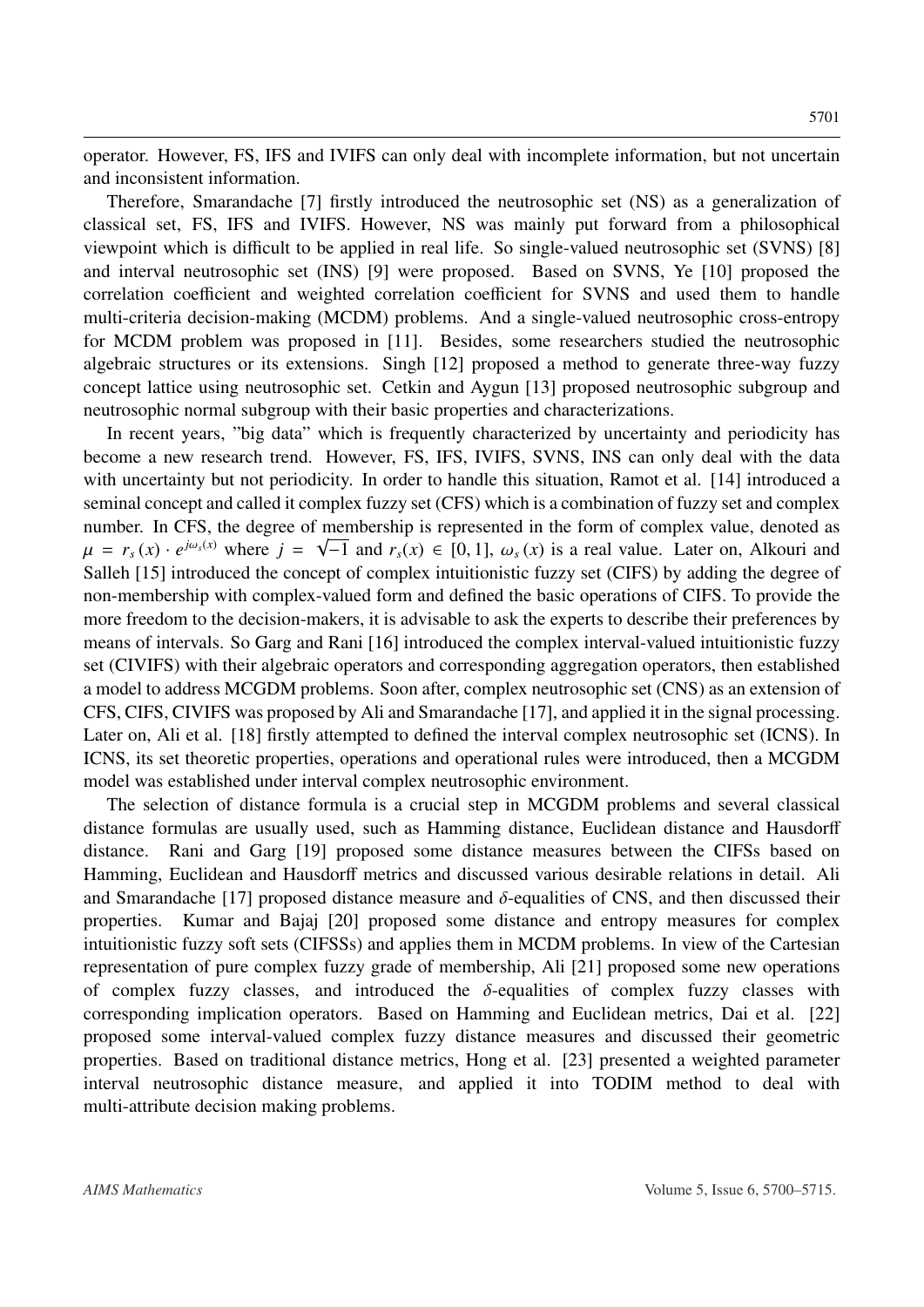operator. However, FS, IFS and IVIFS can only deal with incomplete information, but not uncertain and inconsistent information.

Therefore, Smarandache [7] firstly introduced the neutrosophic set (NS) as a generalization of classical set, FS, IFS and IVIFS. However, NS was mainly put forward from a philosophical viewpoint which is difficult to be applied in real life. So single-valued neutrosophic set (SVNS) [8] and interval neutrosophic set (INS) [9] were proposed. Based on SVNS, Ye [10] proposed the correlation coefficient and weighted correlation coefficient for SVNS and used them to handle multi-criteria decision-making (MCDM) problems. And a single-valued neutrosophic cross-entropy for MCDM problem was proposed in [11]. Besides, some researchers studied the neutrosophic algebraic structures or its extensions. Singh [12] proposed a method to generate three-way fuzzy concept lattice using neutrosophic set. Cetkin and Aygun [13] proposed neutrosophic subgroup and neutrosophic normal subgroup with their basic properties and characterizations.

In recent years, "big data" which is frequently characterized by uncertainty and periodicity has become a new research trend. However, FS, IFS, IVIFS, SVNS, INS can only deal with the data with uncertainty but not periodicity. In order to handle this situation, Ramot et al. [14] introduced a seminal concept and called it complex fuzzy set (CFS) which is a combination of fuzzy set and complex number. In CFS, the degree of membership is represented in the form of complex value, denoted as $\mu = r_s(x) \cdot e^{j\omega_s(x)}$ where $j = \sqrt{-1}$ and $r_s(x) \in [0, 1]$, $\omega_s(x)$ is a real value. Later on, Alkouri and Salleh [15] introduced the concept of complex intuitionistic fuzzy set (CIFS) by adding the degree of non-membership with complex-valued form and defined the basic operations of CIFS. To provide the more freedom to the decision-makers, it is advisable to ask the experts to describe their preferences by means of intervals. So Garg and Rani [16] introduced the complex interval-valued intuitionistic fuzzy set (CIVIFS) with their algebraic operators and corresponding aggregation operators, then established a model to address MCGDM problems. Soon after, complex neutrosophic set (CNS) as an extension of CFS, CIFS, CIVIFS was proposed by Ali and Smarandache [17], and applied it in the signal processing. Later on, Ali et al. [18] firstly attempted to defined the interval complex neutrosophic set (ICNS). In ICNS, its set theoretic properties, operations and operational rules were introduced, then a MCGDM model was established under interval complex neutrosophic environment.

The selection of distance formula is a crucial step in MCGDM problems and several classical distance formulas are usually used, such as Hamming distance, Euclidean distance and Hausdorff distance. Rani and Garg [19] proposed some distance measures between the CIFSs based on Hamming, Euclidean and Hausdorff metrics and discussed various desirable relations in detail. Ali and Smarandache [17] proposed distance measure and $\delta$-equalities of CNS, and then discussed their properties. Kumar and Bajaj [20] proposed some distance and entropy measures for complex intuitionistic fuzzy soft sets (CIFSSs) and applies them in MCDM problems. In view of the Cartesian representation of pure complex fuzzy grade of membership, Ali [21] proposed some new operations of complex fuzzy classes, and introduced the $\delta$-equalities of complex fuzzy classes with corresponding implication operators. Based on Hamming and Euclidean metrics, Dai et al. [22] proposed some interval-valued complex fuzzy distance measures and discussed their geometric properties. Based on traditional distance metrics, Hong et al. [23] presented a weighted parameter interval neutrosophic distance measure, and applied it into TODIM method to deal with multi-attribute decision making problems.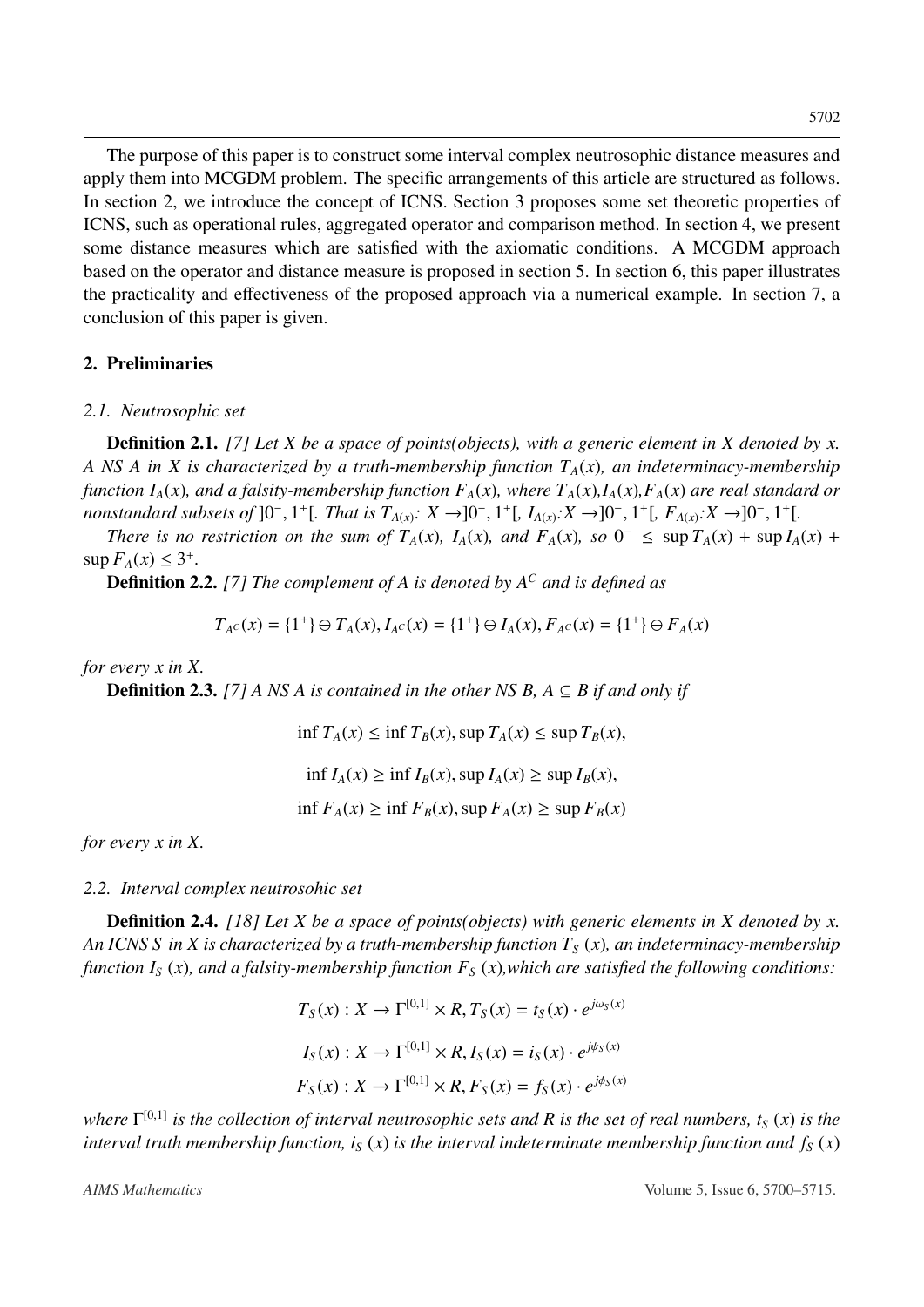The purpose of this paper is to construct some interval complex neutrosophic distance measures and apply them into MCGDM problem. The specific arrangements of this article are structured as follows. In section 2, we introduce the concept of ICNS. Section 3 proposes some set theoretic properties of ICNS, such as operational rules, aggregated operator and comparison method. In section 4, we present some distance measures which are satisfied with the axiomatic conditions. A MCGDM approach based on the operator and distance measure is proposed in section 5. In section 6, this paper illustrates the practicality and effectiveness of the proposed approach via a numerical example. In section 7, a conclusion of this paper is given.

## 2. Preliminaries

### 2.1. Neutrosophic set

**Definition 2.1.** *[7] Let X be a space of points(objects), with a generic element in X denoted by x. A NS A in X is characterized by a truth-membership function $T_A(x)$, an indeterminacy-membership function $I_A(x)$, and a falsity-membership function $F_A(x)$, where $T_A(x)$,$I_A(x)$,$F_A(x)$ are real standard or nonstandard subsets of $]0^-, 1^+[$. That is $T_{A(x)}$: $X \rightarrow ]0^-, 1^+[$, $I_{A(x)}$:$X \rightarrow ]0^-, 1^+[$, $F_{A(x)}$:$X \rightarrow ]0^-, 1^+[$.*

*There is no restriction on the sum of $T_A(x)$, $I_A(x)$, and $F_A(x)$, so $0^- \leq \sup T_A(x) + \sup I_A(x) + \sup F_A(x) \leq 3^+$.*

**Definition 2.2.** *[7] The complement of A is denoted by $A^C$ and is defined as*

$$T_{A^C}(x) = \{1^+\} \ominus T_A(x), I_{A^C}(x) = \{1^+\} \ominus I_A(x), F_{A^C}(x) = \{1^+\} \ominus F_A(x)$$

*for every x in X.*

**Definition 2.3.** *[7] A NS A is contained in the other NS B, $A \subseteq B$ if and only if*

$$\inf T_A(x) \leq \inf T_B(x), \sup T_A(x) \leq \sup T_B(x),$$

$$\inf I_A(x) \geq \inf I_B(x), \sup I_A(x) \geq \sup I_B(x),$$

$$\inf F_A(x) \geq \inf F_B(x), \sup F_A(x) \geq \sup F_B(x)$$

*for every x in X.*

### 2.2. Interval complex neutrosohic set

**Definition 2.4.** *[18] Let X be a space of points(objects) with generic elements in X denoted by x. An ICNS S in X is characterized by a truth-membership function $T_S(x)$, an indeterminacy-membership function $I_S(x)$, and a falsity-membership function $F_S(x)$,which are satisfied the following conditions:*

$$T_S(x) : X \rightarrow \Gamma^{[0,1]} \times R, T_S(x) = t_S(x) \cdot e^{j\omega_S(x)}$$

$$I_S(x) : X \rightarrow \Gamma^{[0,1]} \times R, I_S(x) = i_S(x) \cdot e^{j\psi_S(x)}$$

$$F_S(x) : X \rightarrow \Gamma^{[0,1]} \times R, F_S(x) = f_S(x) \cdot e^{j\phi_S(x)}$$

*where $\Gamma^{[0,1]}$ is the collection of interval neutrosophic sets and R is the set of real numbers, $t_S(x)$ is the interval truth membership function, $i_S(x)$ is the interval indeterminate membership function and $f_S(x)$*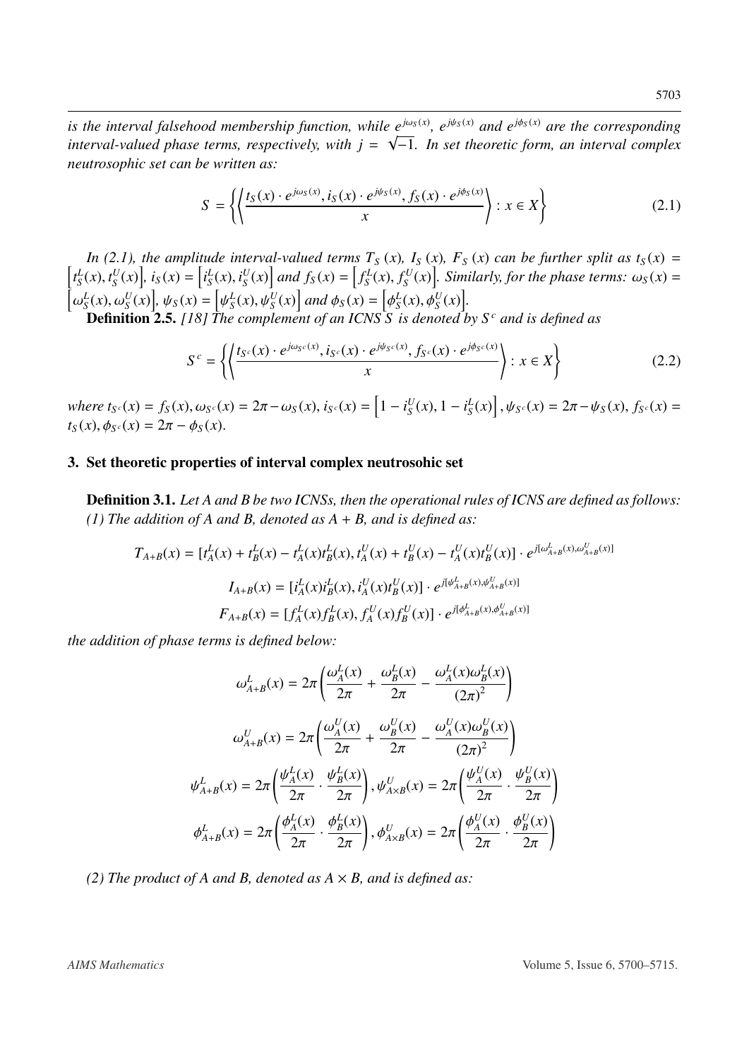*is the interval falsehood membership function, while $e^{j\omega_S(x)}$, $e^{j\psi_S(x)}$ and $e^{j\phi_S(x)}$ are the corresponding interval-valued phase terms, respectively, with $j = \sqrt{-1}$. In set theoretic form, an interval complex neutrosophic set can be written as:*

$$S = \left\{ \left\langle \frac{t_S(x) \cdot e^{j\omega_S(x)}, i_S(x) \cdot e^{j\psi_S(x)}, f_S(x) \cdot e^{j\phi_S(x)}}{x} \right\rangle : x \in X \right\} \tag{2.1}$$

*In (2.1), the amplitude interval-valued terms $T_S(x)$, $I_S(x)$, $F_S(x)$ can be further split as $t_S(x) = \left[t_S^L(x), t_S^U(x)\right]$, $i_S(x) = \left[i_S^L(x), i_S^U(x)\right]$ and $f_S(x) = \left[f_S^L(x), f_S^U(x)\right]$. Similarly, for the phase terms: $\omega_S(x) = \left[\omega_S^L(x), \omega_S^U(x)\right]$, $\psi_S(x) = \left[\psi_S^L(x), \psi_S^U(x)\right]$ and $\phi_S(x) = \left[\phi_S^L(x), \phi_S^U(x)\right]$.*

**Definition 2.5.** *[18] The complement of an ICNS S is denoted by $S^c$ and is defined as*

$$S^c = \left\{ \left\langle \frac{t_{S^c}(x) \cdot e^{j\omega_{S^c}(x)}, i_{S^c}(x) \cdot e^{j\psi_{S^c}(x)}, f_{S^c}(x) \cdot e^{j\phi_{S^c}(x)}}{x} \right\rangle : x \in X \right\} \tag{2.2}$$

*where $t_{S^c}(x) = f_S(x), \omega_{S^c}(x) = 2\pi - \omega_S(x), i_{S^c}(x) = \left[1 - i_S^U(x), 1 - i_S^L(x)\right], \psi_{S^c}(x) = 2\pi - \psi_S(x), f_{S^c}(x) = t_S(x), \phi_{S^c}(x) = 2\pi - \phi_S(x)$.*

## 3. Set theoretic properties of interval complex neutrosohic set

**Definition 3.1.** *Let A and B be two ICNSs, then the operational rules of ICNS are defined as follows: (1) The addition of A and B, denoted as A + B, and is defined as:*

$$T_{A+B}(x) = [t_A^L(x) + t_B^L(x) - t_A^L(x)t_B^L(x), t_A^U(x) + t_B^U(x) - t_A^U(x)t_B^U(x)] \cdot e^{j[\omega_{A+B}^L(x), \omega_{A+B}^U(x)]}$$

$$I_{A+B}(x) = [i_A^L(x)i_B^L(x), i_A^U(x)t_B^U(x)] \cdot e^{j[\psi_{A+B}^L(x), \psi_{A+B}^U(x)]}$$

$$F_{A+B}(x) = [f_A^L(x)f_B^L(x), f_A^U(x)f_B^U(x)] \cdot e^{j[\phi_{A+B}^L(x), \phi_{A+B}^U(x)]}$$

*the addition of phase terms is defined below:*

$$\omega_{A+B}^L(x) = 2\pi \left( \frac{\omega_A^L(x)}{2\pi} + \frac{\omega_B^L(x)}{2\pi} - \frac{\omega_A^L(x)\omega_B^L(x)}{(2\pi)^2} \right)$$

$$\omega_{A+B}^U(x) = 2\pi \left( \frac{\omega_A^U(x)}{2\pi} + \frac{\omega_B^U(x)}{2\pi} - \frac{\omega_A^U(x)\omega_B^U(x)}{(2\pi)^2} \right)$$

$$\psi_{A+B}^L(x) = 2\pi \left( \frac{\psi_A^L(x)}{2\pi} \cdot \frac{\psi_B^L(x)}{2\pi} \right), \psi_{A\times B}^U(x) = 2\pi \left( \frac{\psi_A^U(x)}{2\pi} \cdot \frac{\psi_B^U(x)}{2\pi} \right)$$

$$\phi_{A+B}^L(x) = 2\pi \left( \frac{\phi_A^L(x)}{2\pi} \cdot \frac{\phi_B^L(x)}{2\pi} \right), \phi_{A\times B}^U(x) = 2\pi \left( \frac{\phi_A^U(x)}{2\pi} \cdot \frac{\phi_B^U(x)}{2\pi} \right)$$

*(2) The product of A and B, denoted as $A \times B$, and is defined as:*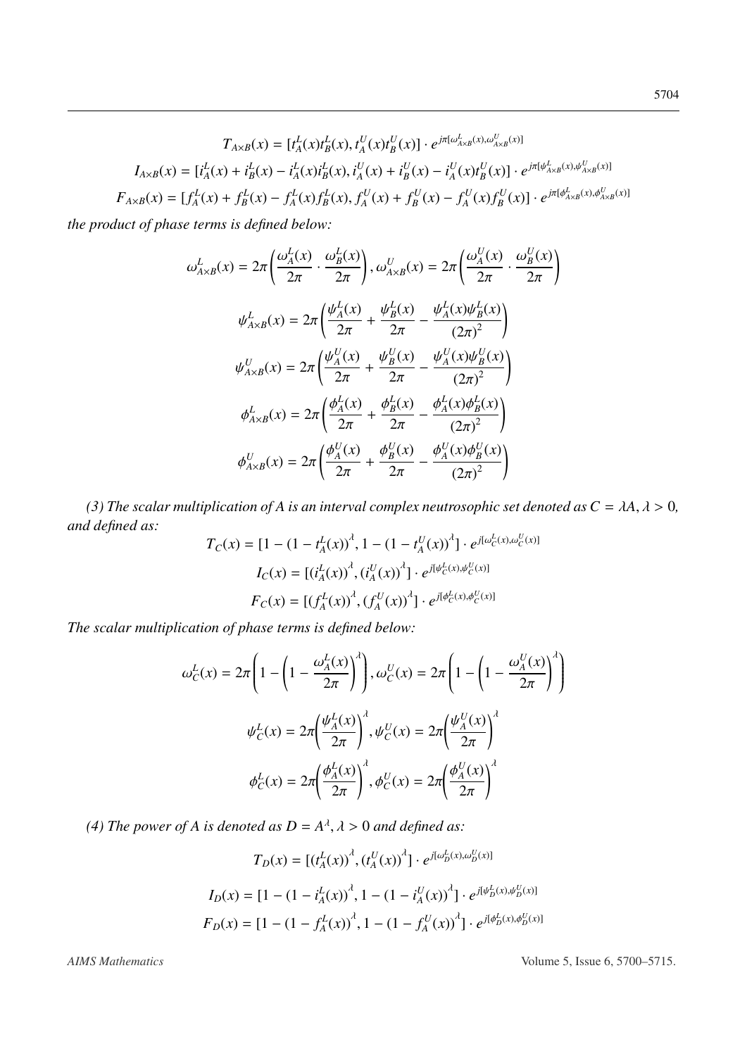$$T_{A\times B}(x) = [t_A^L(x)t_B^L(x), t_A^U(x)t_B^U(x)] \cdot e^{j\pi[\omega_{A\times B}^L(x), \omega_{A\times B}^U(x)]}$$

$$I_{A\times B}(x) = [i_A^L(x) + i_B^L(x) - i_A^L(x)i_B^L(x), i_A^U(x) + i_B^U(x) - i_A^U(x)t_B^U(x)] \cdot e^{j\pi[\psi_{A\times B}^L(x), \psi_{A\times B}^U(x)]}$$

$$F_{A\times B}(x) = [f_A^L(x) + f_B^L(x) - f_A^L(x)f_B^L(x), f_A^U(x) + f_B^U(x) - f_A^U(x)f_B^U(x)] \cdot e^{j\pi[\phi_{A\times B}^L(x), \phi_{A\times B}^U(x)]}$$

*the product of phase terms is defined below:*

$$\omega_{A\times B}^L(x) = 2\pi\left(\frac{\omega_A^L(x)}{2\pi} \cdot \frac{\omega_B^L(x)}{2\pi}\right), \omega_{A\times B}^U(x) = 2\pi\left(\frac{\omega_A^U(x)}{2\pi} \cdot \frac{\omega_B^U(x)}{2\pi}\right)$$

$$\psi_{A\times B}^L(x) = 2\pi\left(\frac{\psi_A^L(x)}{2\pi} + \frac{\psi_B^L(x)}{2\pi} - \frac{\psi_A^L(x)\psi_B^L(x)}{(2\pi)^2}\right)$$

$$\psi_{A\times B}^U(x) = 2\pi\left(\frac{\psi_A^U(x)}{2\pi} + \frac{\psi_B^U(x)}{2\pi} - \frac{\psi_A^U(x)\psi_B^U(x)}{(2\pi)^2}\right)$$

$$\phi_{A\times B}^L(x) = 2\pi\left(\frac{\phi_A^L(x)}{2\pi} + \frac{\phi_B^L(x)}{2\pi} - \frac{\phi_A^L(x)\phi_B^L(x)}{(2\pi)^2}\right)$$

$$\phi_{A\times B}^U(x) = 2\pi\left(\frac{\phi_A^U(x)}{2\pi} + \frac{\phi_B^U(x)}{2\pi} - \frac{\phi_A^U(x)\phi_B^U(x)}{(2\pi)^2}\right)$$

*(3) The scalar multiplication of A is an interval complex neutrosophic set denoted as $C = \lambda A, \lambda > 0$, and defined as:*

$$T_C(x) = [1 - (1 - t_A^L(x))^\lambda, 1 - (1 - t_A^U(x))^\lambda] \cdot e^{j[\omega_C^L(x), \omega_C^U(x)]}$$

$$I_C(x) = [(i_A^L(x))^\lambda, (i_A^U(x))^\lambda] \cdot e^{j[\psi_C^L(x), \psi_C^U(x)]}$$

$$F_C(x) = [(f_A^L(x))^\lambda, (f_A^U(x))^\lambda] \cdot e^{j[\phi_C^L(x), \phi_C^U(x)]}$$

*The scalar multiplication of phase terms is defined below:*

$$\omega_C^L(x) = 2\pi\left(1 - \left(1 - \frac{\omega_A^L(x)}{2\pi}\right)^\lambda\right), \omega_C^U(x) = 2\pi\left(1 - \left(1 - \frac{\omega_A^U(x)}{2\pi}\right)^\lambda\right)$$

$$\psi_C^L(x) = 2\pi\left(\frac{\psi_A^L(x)}{2\pi}\right)^\lambda, \psi_C^U(x) = 2\pi\left(\frac{\psi_A^U(x)}{2\pi}\right)^\lambda$$

$$\phi_C^L(x) = 2\pi\left(\frac{\phi_A^L(x)}{2\pi}\right)^\lambda, \phi_C^U(x) = 2\pi\left(\frac{\phi_A^U(x)}{2\pi}\right)^\lambda$$

*(4) The power of A is denoted as $D = A^\lambda, \lambda > 0$ and defined as:*

$$T_D(x) = [(t_A^L(x))^\lambda, (t_A^U(x))^\lambda] \cdot e^{j[\omega_D^L(x), \omega_D^U(x)]}$$

$$I_D(x) = [1 - (1 - i_A^L(x))^\lambda, 1 - (1 - i_A^U(x))^\lambda] \cdot e^{j[\psi_D^L(x), \psi_D^U(x)]}$$

$$F_D(x) = [1 - (1 - f_A^L(x))^\lambda, 1 - (1 - f_A^U(x))^\lambda] \cdot e^{j[\phi_D^L(x), \phi_D^U(x)]}$$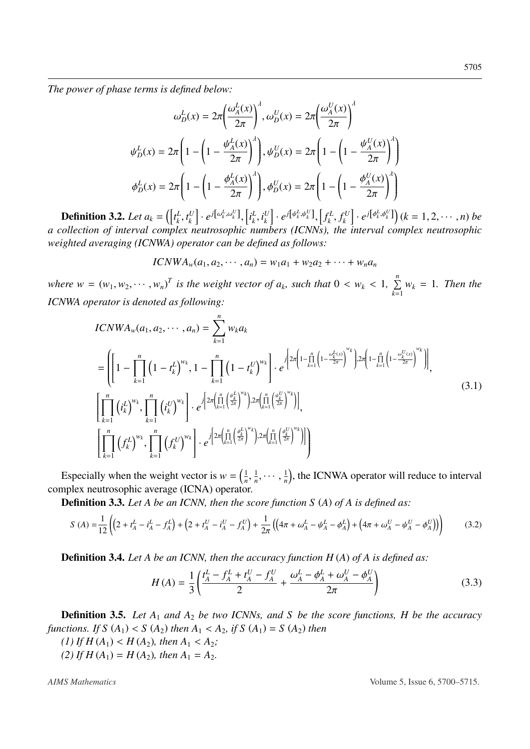*The power of phase terms is defined below:*

$$\omega_D^L(x) = 2\pi\left(\frac{\omega_A^L(x)}{2\pi}\right)^\lambda, \omega_D^U(x) = 2\pi\left(\frac{\omega_A^U(x)}{2\pi}\right)^\lambda$$

$$\psi_D^L(x) = 2\pi\left(1-\left(1-\frac{\psi_A^L(x)}{2\pi}\right)^\lambda\right), \psi_D^U(x) = 2\pi\left(1-\left(1-\frac{\psi_A^U(x)}{2\pi}\right)^\lambda\right)$$

$$\phi_D^L(x) = 2\pi\left(1-\left(1-\frac{\phi_A^L(x)}{2\pi}\right)^\lambda\right), \phi_D^U(x) = 2\pi\left(1-\left(1-\frac{\phi_A^U(x)}{2\pi}\right)^\lambda\right)$$

**Definition 3.2.** *Let $a_k = \left(\left[t_k^L, t_k^U\right]\cdot e^{j\left[\omega_k^L,\omega_k^U\right]}, \left[i_k^L, i_k^U\right]\cdot e^{j\left[\psi_k^L,\psi_k^U\right]}, \left[f_k^L, f_k^U\right]\cdot e^{j\left[\phi_k^L,\phi_k^U\right]}\right) (k = 1, 2, \cdots, n)$ be a collection of interval complex neutrosophic numbers (ICNNs), the interval complex neutrosophic weighted averaging (ICNWA) operator can be defined as follows:*

$$ICNWA_w(a_1, a_2, \cdots, a_n) = w_1a_1 + w_2a_2 + \cdots + w_na_n$$

*where $w = (w_1, w_2, \cdots, w_n)^T$ is the weight vector of $a_k$, such that $0 < w_k < 1$, $\sum_{k=1}^{n} w_k = 1$. Then the ICNWA operator is denoted as following:*

$$\begin{aligned}
&ICNWA_w(a_1, a_2, \cdots, a_n) = \sum_{k=1}^{n} w_k a_k \\
&= \left(\left[1-\prod_{k=1}^{n}\left(1-t_k^L\right)^{w_k}, 1-\prod_{k=1}^{n}\left(1-t_k^U\right)^{w_k}\right]\cdot e^{j\left[2\pi\left(1-\prod_{k=1}^{n}\left(1-\frac{\omega_k^L(x)}{2\pi}\right)^{w_k}\right), 2\pi\left(1-\prod_{k=1}^{n}\left(1-\frac{\omega_k^U(x)}{2\pi}\right)^{w_k}\right)\right]},\right. \\
&\left[\prod_{k=1}^{n}\left(i_k^L\right)^{w_k}, \prod_{k=1}^{n}\left(i_k^U\right)^{w_k}\right]\cdot e^{j\left[2\pi\left(\prod_{k=1}^{n}\left(\frac{\psi_k^L}{2\pi}\right)^{w_k}\right), 2\pi\left(\prod_{k=1}^{n}\left(\frac{\psi_k^U}{2\pi}\right)^{w_k}\right)\right]}, \\
&\left.\left[\prod_{k=1}^{n}\left(f_k^L\right)^{w_k}, \prod_{k=1}^{n}\left(f_k^U\right)^{w_k}\right]\cdot e^{j\left[2\pi\left(\prod_{k=1}^{n}\left(\frac{\phi_k^L}{2\pi}\right)^{w_k}\right), 2\pi\left(\prod_{k=1}^{n}\left(\frac{\phi_k^U}{2\pi}\right)^{w_k}\right)\right]}\right)
\end{aligned} \tag{3.1}$$

Especially when the weight vector is $w = \left(\frac{1}{n}, \frac{1}{n}, \cdots, \frac{1}{n}\right)$, the ICNWA operator will reduce to interval complex neutrosophic average (ICNA) operator.

**Definition 3.3.** *Let A be an ICNN, then the score function $S(A)$ of A is defined as:*

$$S(A) = \frac{1}{12}\left(\left(2 + t_A^L - i_A^L - f_A^L\right) + \left(2 + t_A^U - i_A^U - f_A^U\right) + \frac{1}{2\pi}\left(\left(4\pi + \omega_A^L - \psi_A^L - \phi_A^L\right) + \left(4\pi + \omega_A^U - \psi_A^U - \phi_A^U\right)\right)\right) \tag{3.2}$$

**Definition 3.4.** *Let A be an ICNN, then the accuracy function $H(A)$ of A is defined as:*

$$H(A) = \frac{1}{3}\left(\frac{t_A^L - f_A^L + t_A^U - f_A^U}{2} + \frac{\omega_A^L - \phi_A^L + \omega_A^U - \phi_A^U}{2\pi}\right) \tag{3.3}$$

**Definition 3.5.** *Let $A_1$ and $A_2$ be two ICNNs, and S be the score functions, H be the accuracy functions. If $S(A_1) < S(A_2)$ then $A_1 < A_2$, if $S(A_1) = S(A_2)$ then*

*(1) If $H(A_1) < H(A_2)$, then $A_1 < A_2$;*

*(2) If $H(A_1) = H(A_2)$, then $A_1 = A_2$.*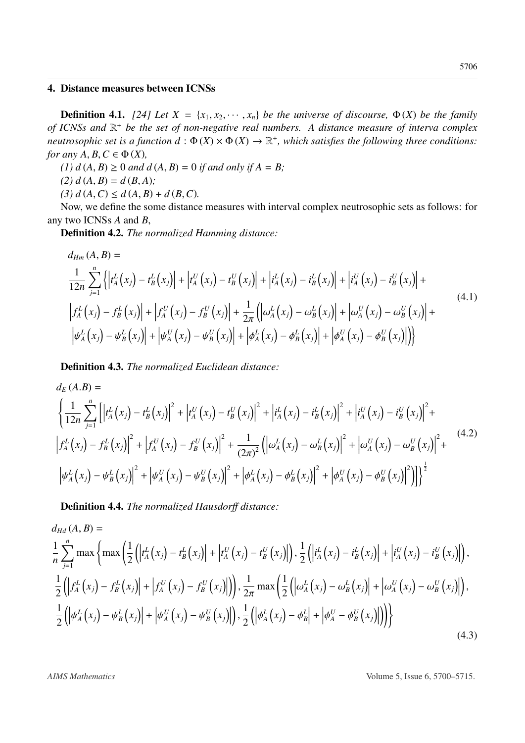## 4. Distance measures between ICNSs

**Definition 4.1.** *[24] Let $X = \{x_1, x_2, \cdots, x_n\}$ be the universe of discourse, $\Phi(X)$ be the family of ICNSs and $\mathbb{R}^+$ be the set of non-negative real numbers. A distance measure of interva complex neutrosophic set is a function $d : \Phi(X) \times \Phi(X) \rightarrow \mathbb{R}^+$, which satisfies the following three conditions: for any $A, B, C \in \Phi(X)$,*

*(1) $d(A, B) \geq 0$ and $d(A, B) = 0$ if and only if $A = B$;*

*(2) $d(A, B) = d(B, A)$;*

*(3) $d(A, C) \leq d(A, B) + d(B, C)$.*

Now, we define the some distance measures with interval complex neutrosophic sets as follows: for any two ICNSs $A$ and $B$,

**Definition 4.2.** *The normalized Hamming distance:*

$$
\begin{aligned}
&d_{Hm}(A, B) = \\
&\frac{1}{12n}\sum_{j=1}^{n}\Big\{\left|t_A^L(x_j) - t_B^L(x_j)\right| + \left|t_A^U(x_j) - t_B^U(x_j)\right| + \left|i_A^L(x_j) - i_B^L(x_j)\right| + \left|i_A^U(x_j) - i_B^U(x_j)\right| + \\
&\left|f_A^L(x_j) - f_B^L(x_j)\right| + \left|f_A^U(x_j) - f_B^U(x_j)\right| + \frac{1}{2\pi}\Big(\left|\omega_A^L(x_j) - \omega_B^L(x_j)\right| + \left|\omega_A^U(x_j) - \omega_B^U(x_j)\right| + \\
&\left|\psi_A^L(x_j) - \psi_B^L(x_j)\right| + \left|\psi_A^U(x_j) - \psi_B^U(x_j)\right| + \left|\phi_A^L(x_j) - \phi_B^L(x_j)\right| + \left|\phi_A^U(x_j) - \phi_B^U(x_j)\right|\Big)\Big\}
\end{aligned}
\tag{4.1}
$$

**Definition 4.3.** *The normalized Euclidean distance:*

$$
\begin{aligned}
&d_E(A.B) = \\
&\Big\{\frac{1}{12n}\sum_{j=1}^{n}\Big[\left|t_A^L(x_j) - t_B^L(x_j)\right|^2 + \left|t_A^U(x_j) - t_B^U(x_j)\right|^2 + \left|i_A^L(x_j) - i_B^L(x_j)\right|^2 + \left|i_A^U(x_j) - i_B^U(x_j)\right|^2 + \\
&\left|f_A^L(x_j) - f_B^L(x_j)\right|^2 + \left|f_A^U(x_j) - f_B^U(x_j)\right|^2 + \frac{1}{(2\pi)^2}\Big(\left|\omega_A^L(x_j) - \omega_B^L(x_j)\right|^2 + \left|\omega_A^U(x_j) - \omega_B^U(x_j)\right|^2 + \\
&\left|\psi_A^L(x_j) - \psi_B^L(x_j)\right|^2 + \left|\psi_A^U(x_j) - \psi_B^U(x_j)\right|^2 + \left|\phi_A^L(x_j) - \phi_B^L(x_j)\right|^2 + \left|\phi_A^U(x_j) - \phi_B^U(x_j)\right|^2\Big)\Big]\Big\}^{\frac{1}{2}}
\end{aligned}
\tag{4.2}
$$

**Definition 4.4.** *The normalized Hausdorff distance:*

$$
\begin{aligned}
&d_{Hd}(A, B) = \\
&\frac{1}{n}\sum_{j=1}^{n}\max\Big\{\max\Big(\frac{1}{2}\Big(\left|t_A^L(x_j) - t_B^L(x_j)\right| + \left|t_A^U(x_j) - t_B^U(x_j)\right|\Big), \frac{1}{2}\Big(\left|i_A^L(x_j) - i_B^L(x_j)\right| + \left|i_A^U(x_j) - i_B^U(x_j)\right|\Big), \\
&\frac{1}{2}\Big(\left|f_A^L(x_j) - f_B^L(x_j)\right| + \left|f_A^U(x_j) - f_B^U(x_j)\right|\Big)\Big), \frac{1}{2\pi}\max\Big(\frac{1}{2}\Big(\left|\omega_A^L(x_j) - \omega_B^L(x_j)\right| + \left|\omega_A^U(x_j) - \omega_B^U(x_j)\right|\Big), \\
&\frac{1}{2}\Big(\left|\psi_A^L(x_j) - \psi_B^L(x_j)\right| + \left|\psi_A^U(x_j) - \psi_B^U(x_j)\right|\Big), \frac{1}{2}\Big(\left|\phi_A^L(x_j) - \phi_B^L\right| + \left|\phi_A^U - \phi_B^U(x_j)\right|\Big)\Big)\Big\}
\end{aligned}
\tag{4.3}
$$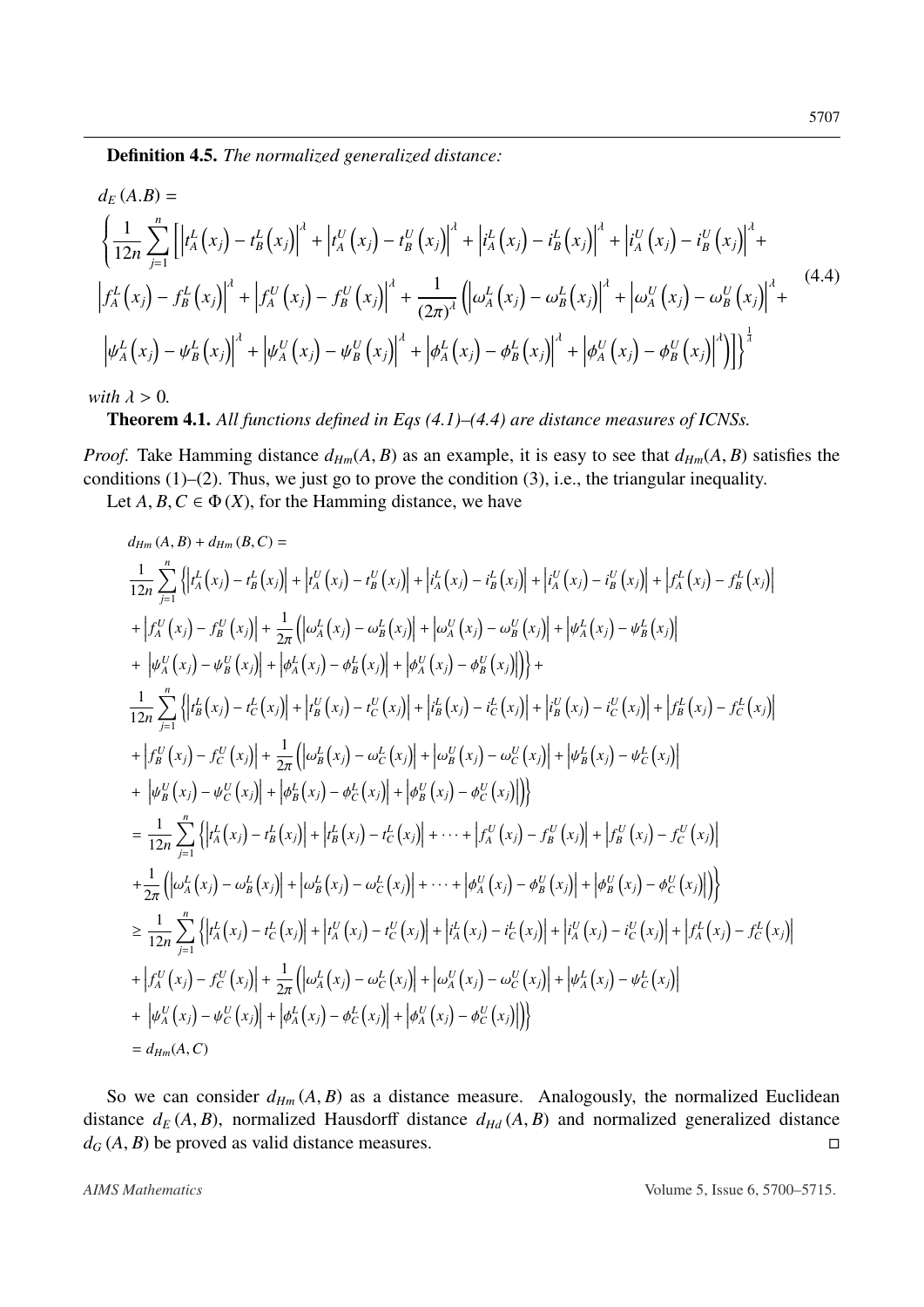**Definition 4.5.** *The normalized generalized distance:*

$$
\begin{aligned}
&d_E(A.B) = \\
&\left\{\frac{1}{12n}\sum_{j=1}^{n}\left[\left|t_A^L(x_j)-t_B^L(x_j)\right|^{\lambda}+\left|t_A^U(x_j)-t_B^U(x_j)\right|^{\lambda}+\left|i_A^L(x_j)-i_B^L(x_j)\right|^{\lambda}+\left|i_A^U(x_j)-i_B^U(x_j)\right|^{\lambda}+\right.\right.\\
&\left|f_A^L(x_j)-f_B^L(x_j)\right|^{\lambda}+\left|f_A^U(x_j)-f_B^U(x_j)\right|^{\lambda}+\frac{1}{(2\pi)^{\lambda}}\left(\left|\omega_A^L(x_j)-\omega_B^L(x_j)\right|^{\lambda}+\left|\omega_A^U(x_j)-\omega_B^U(x_j)\right|^{\lambda}+\right.\\
&\left.\left.\left.\left|\psi_A^L(x_j)-\psi_B^L(x_j)\right|^{\lambda}+\left|\psi_A^U(x_j)-\psi_B^U(x_j)\right|^{\lambda}+\left|\phi_A^L(x_j)-\phi_B^L(x_j)\right|^{\lambda}+\left|\phi_A^U(x_j)-\phi_B^U(x_j)\right|^{\lambda}\right)\right]\right\}^{\frac{1}{\lambda}}
\end{aligned}
\tag{4.4}
$$

*with* $\lambda > 0$.

**Theorem 4.1.** *All functions defined in Eqs (4.1)–(4.4) are distance measures of ICNSs.*

*Proof.* Take Hamming distance $d_{Hm}(A, B)$ as an example, it is easy to see that $d_{Hm}(A, B)$ satisfies the conditions (1)–(2). Thus, we just go to prove the condition (3), i.e., the triangular inequality.

Let $A, B, C \in \Phi(X)$, for the Hamming distance, we have

$$
\begin{aligned}
&d_{Hm}(A,B)+d_{Hm}(B,C) = \\
&\frac{1}{12n}\sum_{j=1}^{n}\left\{\left|t_A^L(x_j)-t_B^L(x_j)\right|+\left|t_A^U(x_j)-t_B^U(x_j)\right|+\left|i_A^L(x_j)-i_B^L(x_j)\right|+\left|i_A^U(x_j)-i_B^U(x_j)\right|+\left|f_A^L(x_j)-f_B^L(x_j)\right|\right.\\
&+\left|f_A^U(x_j)-f_B^U(x_j)\right|+\frac{1}{2\pi}\left(\left|\omega_A^L(x_j)-\omega_B^L(x_j)\right|+\left|\omega_A^U(x_j)-\omega_B^U(x_j)\right|+\left|\psi_A^L(x_j)-\psi_B^L(x_j)\right|\right.\\
&\left.\left.+\left|\psi_A^U(x_j)-\psi_B^U(x_j)\right|+\left|\phi_A^L(x_j)-\phi_B^L(x_j)\right|+\left|\phi_A^U(x_j)-\phi_B^U(x_j)\right|\right)\right\}+\\
&\frac{1}{12n}\sum_{j=1}^{n}\left\{\left|t_B^L(x_j)-t_C^L(x_j)\right|+\left|t_B^U(x_j)-t_C^U(x_j)\right|+\left|i_B^L(x_j)-i_C^L(x_j)\right|+\left|i_B^U(x_j)-i_C^U(x_j)\right|+\left|f_B^L(x_j)-f_C^L(x_j)\right|\right.\\
&+\left|f_B^U(x_j)-f_C^U(x_j)\right|+\frac{1}{2\pi}\left(\left|\omega_B^L(x_j)-\omega_C^L(x_j)\right|+\left|\omega_B^U(x_j)-\omega_C^U(x_j)\right|+\left|\psi_B^L(x_j)-\psi_C^L(x_j)\right|\right.\\
&\left.\left.+\left|\psi_B^U(x_j)-\psi_C^U(x_j)\right|+\left|\phi_B^L(x_j)-\phi_C^L(x_j)\right|+\left|\phi_B^U(x_j)-\phi_C^U(x_j)\right|\right)\right\}\\
&=\frac{1}{12n}\sum_{j=1}^{n}\left\{\left|t_A^L(x_j)-t_B^L(x_j)\right|+\left|t_B^L(x_j)-t_C^L(x_j)\right|+\cdots+\left|f_A^U(x_j)-f_B^U(x_j)\right|+\left|f_B^U(x_j)-f_C^U(x_j)\right|\right.\\
&\left.+\frac{1}{2\pi}\left(\left|\omega_A^L(x_j)-\omega_B^L(x_j)\right|+\left|\omega_B^L(x_j)-\omega_C^L(x_j)\right|+\cdots+\left|\phi_A^U(x_j)-\phi_B^U(x_j)\right|+\left|\phi_B^U(x_j)-\phi_C^U(x_j)\right|\right)\right\}\\
&\geq\frac{1}{12n}\sum_{j=1}^{n}\left\{\left|t_A^L(x_j)-t_C^L(x_j)\right|+\left|t_A^U(x_j)-t_C^U(x_j)\right|+\left|i_A^L(x_j)-i_C^L(x_j)\right|+\left|i_A^U(x_j)-i_C^U(x_j)\right|+\left|f_A^L(x_j)-f_C^L(x_j)\right|\right.\\
&+\left|f_A^U(x_j)-f_C^U(x_j)\right|+\frac{1}{2\pi}\left(\left|\omega_A^L(x_j)-\omega_C^L(x_j)\right|+\left|\omega_A^U(x_j)-\omega_C^U(x_j)\right|+\left|\psi_A^L(x_j)-\psi_C^L(x_j)\right|\right.\\
&\left.\left.+\left|\psi_A^U(x_j)-\psi_C^U(x_j)\right|+\left|\phi_A^L(x_j)-\phi_C^L(x_j)\right|+\left|\phi_A^U(x_j)-\phi_C^U(x_j)\right|\right)\right\}\\
&=d_{Hm}(A,C)
\end{aligned}
$$

So we can consider $d_{Hm}(A, B)$ as a distance measure. Analogously, the normalized Euclidean distance $d_E(A, B)$, normalized Hausdorff distance $d_{Hd}(A, B)$ and normalized generalized distance $d_G(A, B)$ be proved as valid distance measures. □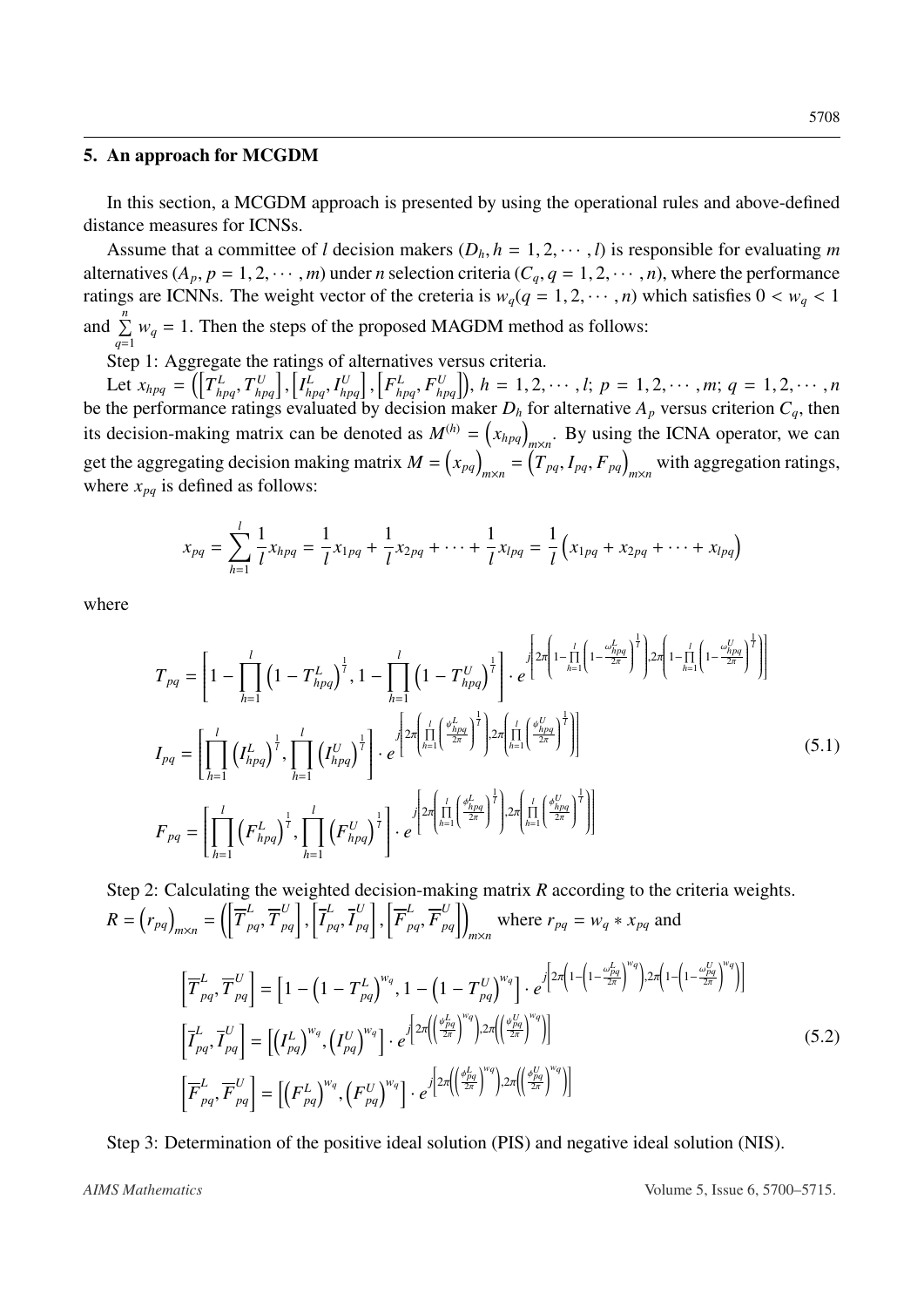## 5. An approach for MCGDM

In this section, a MCGDM approach is presented by using the operational rules and above-defined distance measures for ICNSs.

Assume that a committee of $l$ decision makers ($D_h, h = 1, 2, \cdots, l$) is responsible for evaluating $m$ alternatives ($A_p, p = 1, 2, \cdots, m$) under $n$ selection criteria ($C_q, q = 1, 2, \cdots, n$), where the performance ratings are ICNNs. The weight vector of the creteria is $w_q (q = 1, 2, \cdots, n)$ which satisfies $0 < w_q < 1$ and $\sum_{q=1}^{n} w_q = 1$. Then the steps of the proposed MAGDM method as follows:

Step 1: Aggregate the ratings of alternatives versus criteria.

Let $x_{hpq} = \left(\left[T_{hpq}^L, T_{hpq}^U\right], \left[I_{hpq}^L, I_{hpq}^U\right], \left[F_{hpq}^L, F_{hpq}^U\right]\right)$, $h = 1, 2, \cdots, l$; $p = 1, 2, \cdots, m$; $q = 1, 2, \cdots, n$ be the performance ratings evaluated by decision maker $D_h$ for alternative $A_p$ versus criterion $C_q$, then its decision-making matrix can be denoted as $M^{(h)} = \left(x_{hpq}\right)_{m\times n}$. By using the ICNA operator, we can get the aggregating decision making matrix $M = \left(x_{pq}\right)_{m\times n} = \left(T_{pq}, I_{pq}, F_{pq}\right)_{m\times n}$ with aggregation ratings, where $x_{pq}$ is defined as follows:

$$x_{pq} = \sum_{h=1}^{l} \frac{1}{l} x_{hpq} = \frac{1}{l} x_{1pq} + \frac{1}{l} x_{2pq} + \cdots + \frac{1}{l} x_{lpq} = \frac{1}{l}\left(x_{1pq} + x_{2pq} + \cdots + x_{lpq}\right)$$

where

$$\begin{aligned}
T_{pq} &= \left[1 - \prod_{h=1}^{l}\left(1 - T_{hpq}^L\right)^{\frac{1}{l}}, 1 - \prod_{h=1}^{l}\left(1 - T_{hpq}^U\right)^{\frac{1}{l}}\right] \cdot e^{j\left[2\pi\left(1 - \prod_{h=1}^{l}\left(1 - \frac{\omega_{hpq}^L}{2\pi}\right)^{\frac{1}{l}}\right), 2\pi\left(1 - \prod_{h=1}^{l}\left(1 - \frac{\omega_{hpq}^U}{2\pi}\right)^{\frac{1}{l}}\right)\right]} \\
I_{pq} &= \left[\prod_{h=1}^{l}\left(I_{hpq}^L\right)^{\frac{1}{l}}, \prod_{h=1}^{l}\left(I_{hpq}^U\right)^{\frac{1}{l}}\right] \cdot e^{j\left[2\pi\left(\prod_{h=1}^{l}\left(\frac{\psi_{hpq}^L}{2\pi}\right)^{\frac{1}{l}}\right), 2\pi\left(\prod_{h=1}^{l}\left(\frac{\psi_{hpq}^U}{2\pi}\right)^{\frac{1}{l}}\right)\right]} \\
F_{pq} &= \left[\prod_{h=1}^{l}\left(F_{hpq}^L\right)^{\frac{1}{l}}, \prod_{h=1}^{l}\left(F_{hpq}^U\right)^{\frac{1}{l}}\right] \cdot e^{j\left[2\pi\left(\prod_{h=1}^{l}\left(\frac{\phi_{hpq}^L}{2\pi}\right)^{\frac{1}{l}}\right), 2\pi\left(\prod_{h=1}^{l}\left(\frac{\phi_{hpq}^U}{2\pi}\right)^{\frac{1}{l}}\right)\right]}
\end{aligned} \tag{5.1}$$

Step 2: Calculating the weighted decision-making matrix $R$ according to the criteria weights.

$R = \left(r_{pq}\right)_{m\times n} = \left(\left[\overline{T}_{pq}^L, \overline{T}_{pq}^U\right], \left[\overline{I}_{pq}^L, \overline{I}_{pq}^U\right], \left[\overline{F}_{pq}^L, \overline{F}_{pq}^U\right]\right)_{m\times n}$ where $r_{pq} = w_q * x_{pq}$ and

$$\begin{aligned}
\left[\overline{T}_{pq}^L, \overline{T}_{pq}^U\right] &= \left[1 - \left(1 - T_{pq}^L\right)^{w_q}, 1 - \left(1 - T_{pq}^U\right)^{w_q}\right] \cdot e^{j\left[2\pi\left(1 - \left(1 - \frac{\omega_{pq}^L}{2\pi}\right)^{w_q}\right), 2\pi\left(1 - \left(1 - \frac{\omega_{pq}^U}{2\pi}\right)^{w_q}\right)\right]} \\
\left[\overline{I}_{pq}^L, \overline{I}_{pq}^U\right] &= \left[\left(I_{pq}^L\right)^{w_q}, \left(I_{pq}^U\right)^{w_q}\right] \cdot e^{j\left[2\pi\left(\left(\frac{\psi_{pq}^L}{2\pi}\right)^{w_q}\right), 2\pi\left(\left(\frac{\psi_{pq}^U}{2\pi}\right)^{w_q}\right)\right]} \\
\left[\overline{F}_{pq}^L, \overline{F}_{pq}^U\right] &= \left[\left(F_{pq}^L\right)^{w_q}, \left(F_{pq}^U\right)^{w_q}\right] \cdot e^{j\left[2\pi\left(\left(\frac{\phi_{pq}^L}{2\pi}\right)^{w_q}\right), 2\pi\left(\left(\frac{\phi_{pq}^U}{2\pi}\right)^{w_q}\right)\right]}
\end{aligned} \tag{5.2}$$

Step 3: Determination of the positive ideal solution (PIS) and negative ideal solution (NIS).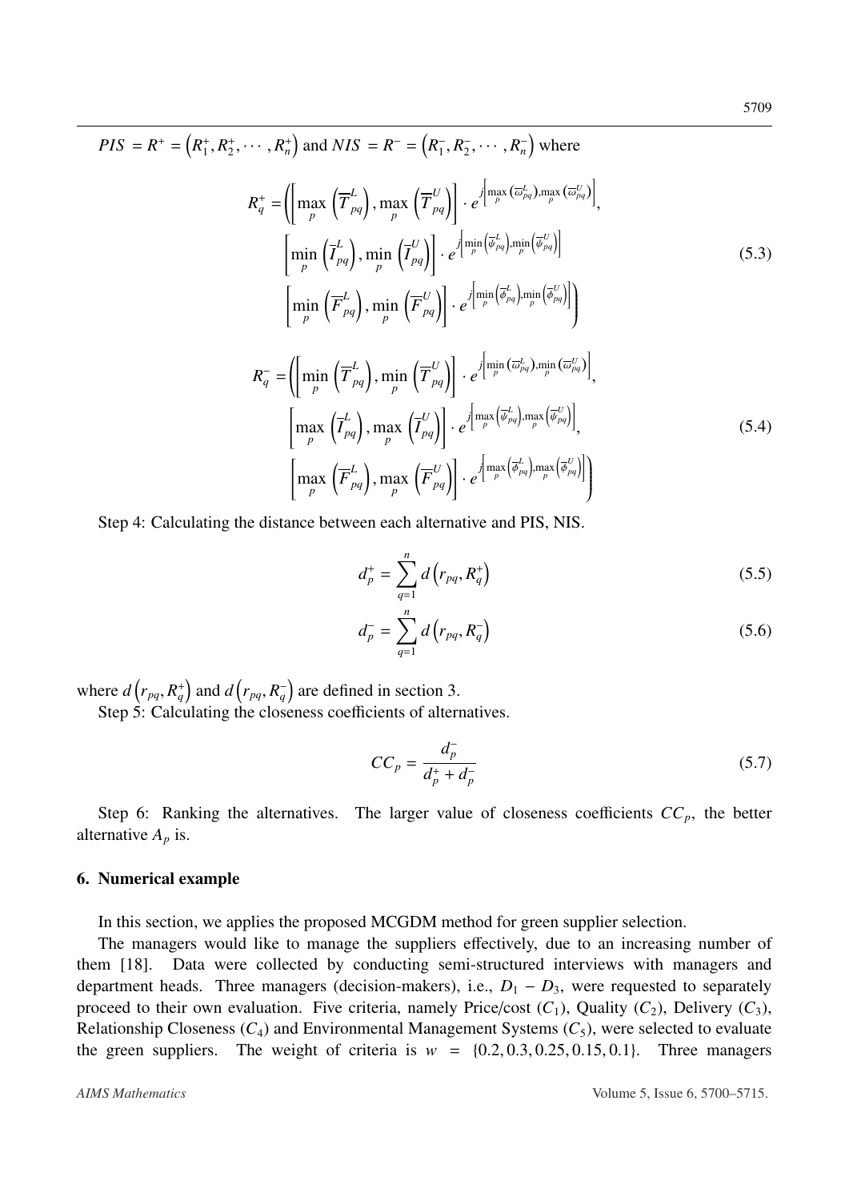$PIS = R^+ = \left(R_1^+, R_2^+, \cdots, R_n^+\right)$ and $NIS = R^- = \left(R_1^-, R_2^-, \cdots, R_n^-\right)$ where

$$
\begin{aligned}
R_q^+ = \Bigg( & \left[\max_p \left(\overline{T}_{pq}^L\right), \max_p \left(\overline{T}_{pq}^U\right)\right] \cdot e^{j\left[\max_p \left(\overline{\omega}_{pq}^L\right), \max_p \left(\overline{\omega}_{pq}^U\right)\right]}, \\
& \left[\min_p \left(\overline{I}_{pq}^L\right), \min_p \left(\overline{I}_{pq}^U\right)\right] \cdot e^{j\left[\min_p \left(\overline{\psi}_{pq}^L\right), \min_p \left(\overline{\psi}_{pq}^U\right)\right]} \\
& \left[\min_p \left(\overline{F}_{pq}^L\right), \min_p \left(\overline{F}_{pq}^U\right)\right] \cdot e^{j\left[\min_p \left(\overline{\phi}_{pq}^L\right), \min_p \left(\overline{\phi}_{pq}^U\right)\right]} \Bigg)
\end{aligned}
\tag{5.3}
$$

$$
\begin{aligned}
R_q^- = \Bigg( & \left[\min_p \left(\overline{T}_{pq}^L\right), \min_p \left(\overline{T}_{pq}^U\right)\right] \cdot e^{j\left[\min_p \left(\overline{\omega}_{pq}^L\right), \min_p \left(\overline{\omega}_{pq}^U\right)\right]}, \\
& \left[\max_p \left(\overline{I}_{pq}^L\right), \max_p \left(\overline{I}_{pq}^U\right)\right] \cdot e^{j\left[\max_p \left(\overline{\psi}_{pq}^L\right), \max_p \left(\overline{\psi}_{pq}^U\right)\right]}, \\
& \left[\max_p \left(\overline{F}_{pq}^L\right), \max_p \left(\overline{F}_{pq}^U\right)\right] \cdot e^{j\left[\max_p \left(\overline{\phi}_{pq}^L\right), \max_p \left(\overline{\phi}_{pq}^U\right)\right]} \Bigg)
\end{aligned}
\tag{5.4}
$$

Step 4: Calculating the distance between each alternative and PIS, NIS.

$$
d_p^+ = \sum_{q=1}^{n} d\left(r_{pq}, R_q^+\right) \tag{5.5}
$$

$$
d_p^- = \sum_{q=1}^{n} d\left(r_{pq}, R_q^-\right) \tag{5.6}
$$

where $d\left(r_{pq}, R_q^+\right)$ and $d\left(r_{pq}, R_q^-\right)$ are defined in section 3.

Step 5: Calculating the closeness coefficients of alternatives.

$$
CC_p = \frac{d_p^-}{d_p^+ + d_p^-} \tag{5.7}
$$

Step 6: Ranking the alternatives. The larger value of closeness coefficients $CC_p$, the better alternative $A_p$ is.

## 6. Numerical example

In this section, we applies the proposed MCGDM method for green supplier selection.

The managers would like to manage the suppliers effectively, due to an increasing number of them [18]. Data were collected by conducting semi-structured interviews with managers and department heads. Three managers (decision-makers), i.e., $D_1 - D_3$, were requested to separately proceed to their own evaluation. Five criteria, namely Price/cost ($C_1$), Quality ($C_2$), Delivery ($C_3$), Relationship Closeness ($C_4$) and Environmental Management Systems ($C_5$), were selected to evaluate the green suppliers. The weight of criteria is $w = \{0.2, 0.3, 0.25, 0.15, 0.1\}$. Three managers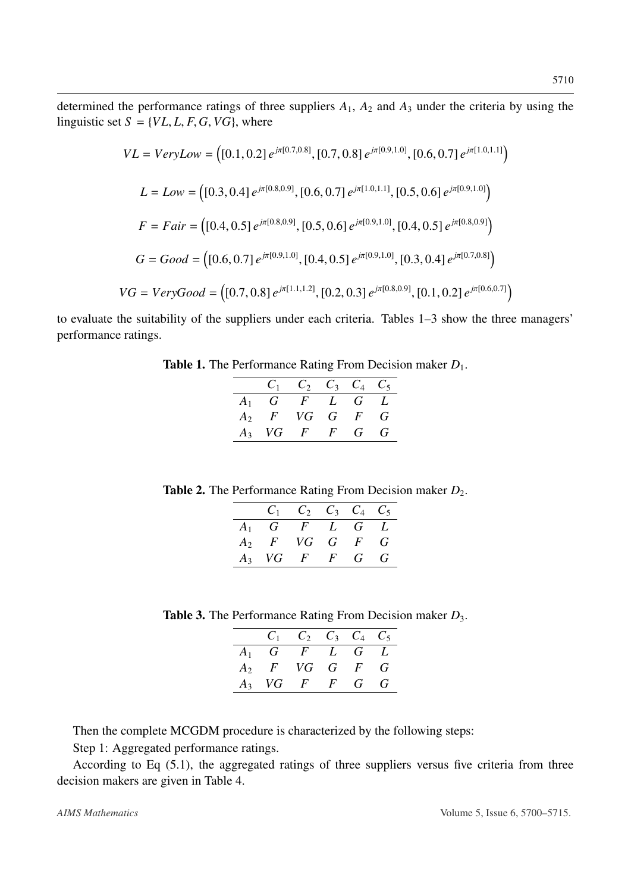determined the performance ratings of three suppliers $A_1$, $A_2$ and $A_3$ under the criteria by using the linguistic set $S = \{VL, L, F, G, VG\}$, where

$$VL = VeryLow = \left([0.1, 0.2]\, e^{j\pi[0.7,0.8]}, [0.7, 0.8]\, e^{j\pi[0.9,1.0]}, [0.6, 0.7]\, e^{j\pi[1.0,1.1]}\right)$$

$$L = Low = \left([0.3, 0.4]\, e^{j\pi[0.8,0.9]}, [0.6, 0.7]\, e^{j\pi[1.0,1.1]}, [0.5, 0.6]\, e^{j\pi[0.9,1.0]}\right)$$

$$F = Fair = \left([0.4, 0.5]\, e^{j\pi[0.8,0.9]}, [0.5, 0.6]\, e^{j\pi[0.9,1.0]}, [0.4, 0.5]\, e^{j\pi[0.8,0.9]}\right)$$

$$G = Good = \left([0.6, 0.7]\, e^{j\pi[0.9,1.0]}, [0.4, 0.5]\, e^{j\pi[0.9,1.0]}, [0.3, 0.4]\, e^{j\pi[0.7,0.8]}\right)$$

$$VG = VeryGood = \left([0.7, 0.8]\, e^{j\pi[1.1,1.2]}, [0.2, 0.3]\, e^{j\pi[0.8,0.9]}, [0.1, 0.2]\, e^{j\pi[0.6,0.7]}\right)$$

to evaluate the suitability of the suppliers under each criteria. Tables 1–3 show the three managers' performance ratings.

**Table 1.** The Performance Rating From Decision maker $D_1$.

| | $C_1$ | $C_2$ | $C_3$ | $C_4$ | $C_5$ |
|---|---|---|---|---|---|
| $A_1$ | $G$ | $F$ | $L$ | $G$ | $L$ |
| $A_2$ | $F$ | $VG$ | $G$ | $F$ | $G$ |
| $A_3$ | $VG$ | $F$ | $F$ | $G$ | $G$ |

**Table 2.** The Performance Rating From Decision maker $D_2$.

| | $C_1$ | $C_2$ | $C_3$ | $C_4$ | $C_5$ |
|---|---|---|---|---|---|
| $A_1$ | $G$ | $F$ | $L$ | $G$ | $L$ |
| $A_2$ | $F$ | $VG$ | $G$ | $F$ | $G$ |
| $A_3$ | $VG$ | $F$ | $F$ | $G$ | $G$ |

**Table 3.** The Performance Rating From Decision maker $D_3$.

| | $C_1$ | $C_2$ | $C_3$ | $C_4$ | $C_5$ |
|---|---|---|---|---|---|
| $A_1$ | $G$ | $F$ | $L$ | $G$ | $L$ |
| $A_2$ | $F$ | $VG$ | $G$ | $F$ | $G$ |
| $A_3$ | $VG$ | $F$ | $F$ | $G$ | $G$ |

Then the complete MCGDM procedure is characterized by the following steps:

Step 1: Aggregated performance ratings.

According to Eq (5.1), the aggregated ratings of three suppliers versus five criteria from three decision makers are given in Table 4.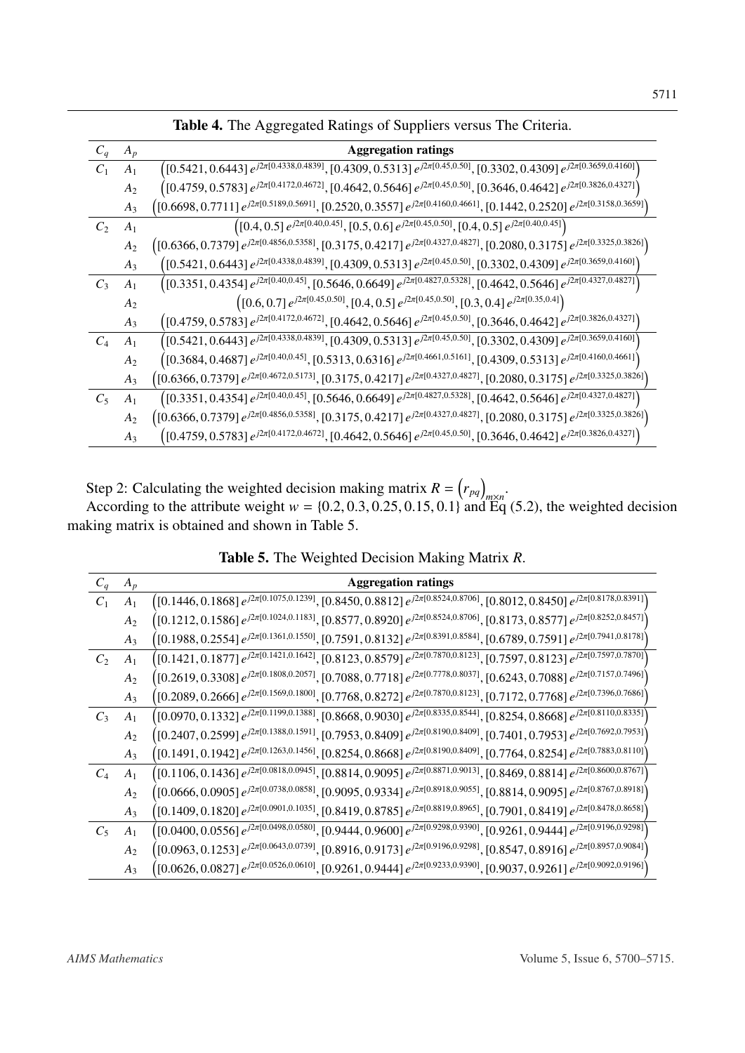**Table 4.** The Aggregated Ratings of Suppliers versus The Criteria.

| $C_q$ | $A_p$ | Aggregation ratings |
|---|---|---|
| $C_1$ | $A_1$ | $\left([0.5421, 0.6443]\, e^{j2\pi[0.4338,0.4839]}, [0.4309, 0.5313]\, e^{j2\pi[0.45,0.50]}, [0.3302, 0.4309]\, e^{j2\pi[0.3659,0.4160]}\right)$ |
| | $A_2$ | $\left([0.4759, 0.5783]\, e^{j2\pi[0.4172,0.4672]}, [0.4642, 0.5646]\, e^{j2\pi[0.45,0.50]}, [0.3646, 0.4642]\, e^{j2\pi[0.3826,0.4327]}\right)$ |
| | $A_3$ | $\left([0.6698, 0.7711]\, e^{j2\pi[0.5189,0.5691]}, [0.2520, 0.3557]\, e^{j2\pi[0.4160,0.4661]}, [0.1442, 0.2520]\, e^{j2\pi[0.3158,0.3659]}\right)$ |
| $C_2$ | $A_1$ | $\left([0.4, 0.5]\, e^{j2\pi[0.40,0.45]}, [0.5, 0.6]\, e^{j2\pi[0.45,0.50]}, [0.4, 0.5]\, e^{j2\pi[0.40,0.45]}\right)$ |
| | $A_2$ | $\left([0.6366, 0.7379]\, e^{j2\pi[0.4856,0.5358]}, [0.3175, 0.4217]\, e^{j2\pi[0.4327,0.4827]}, [0.2080, 0.3175]\, e^{j2\pi[0.3325,0.3826]}\right)$ |
| | $A_3$ | $\left([0.5421, 0.6443]\, e^{j2\pi[0.4338,0.4839]}, [0.4309, 0.5313]\, e^{j2\pi[0.45,0.50]}, [0.3302, 0.4309]\, e^{j2\pi[0.3659,0.4160]}\right)$ |
| $C_3$ | $A_1$ | $\left([0.3351, 0.4354]\, e^{j2\pi[0.40,0.45]}, [0.5646, 0.6649]\, e^{j2\pi[0.4827,0.5328]}, [0.4642, 0.5646]\, e^{j2\pi[0.4327,0.4827]}\right)$ |
| | $A_2$ | $\left([0.6, 0.7]\, e^{j2\pi[0.45,0.50]}, [0.4, 0.5]\, e^{j2\pi[0.45,0.50]}, [0.3, 0.4]\, e^{j2\pi[0.35,0.4]}\right)$ |
| | $A_3$ | $\left([0.4759, 0.5783]\, e^{j2\pi[0.4172,0.4672]}, [0.4642, 0.5646]\, e^{j2\pi[0.45,0.50]}, [0.3646, 0.4642]\, e^{j2\pi[0.3826,0.4327]}\right)$ |
| $C_4$ | $A_1$ | $\left([0.5421, 0.6443]\, e^{j2\pi[0.4338,0.4839]}, [0.4309, 0.5313]\, e^{j2\pi[0.45,0.50]}, [0.3302, 0.4309]\, e^{j2\pi[0.3659,0.4160]}\right)$ |
| | $A_2$ | $\left([0.3684, 0.4687]\, e^{j2\pi[0.40,0.45]}, [0.5313, 0.6316]\, e^{j2\pi[0.4661,0.5161]}, [0.4309, 0.5313]\, e^{j2\pi[0.4160,0.4661]}\right)$ |
| | $A_3$ | $\left([0.6366, 0.7379]\, e^{j2\pi[0.4672,0.5173]}, [0.3175, 0.4217]\, e^{j2\pi[0.4327,0.4827]}, [0.2080, 0.3175]\, e^{j2\pi[0.3325,0.3826]}\right)$ |
| $C_5$ | $A_1$ | $\left([0.3351, 0.4354]\, e^{j2\pi[0.40,0.45]}, [0.5646, 0.6649]\, e^{j2\pi[0.4827,0.5328]}, [0.4642, 0.5646]\, e^{j2\pi[0.4327,0.4827]}\right)$ |
| | $A_2$ | $\left([0.6366, 0.7379]\, e^{j2\pi[0.4856,0.5358]}, [0.3175, 0.4217]\, e^{j2\pi[0.4327,0.4827]}, [0.2080, 0.3175]\, e^{j2\pi[0.3325,0.3826]}\right)$ |
| | $A_3$ | $\left([0.4759, 0.5783]\, e^{j2\pi[0.4172,0.4672]}, [0.4642, 0.5646]\, e^{j2\pi[0.45,0.50]}, [0.3646, 0.4642]\, e^{j2\pi[0.3826,0.4327]}\right)$ |

Step 2: Calculating the weighted decision making matrix $R = \left(r_{pq}\right)_{m\times n}$.

According to the attribute weight $w = \{0.2, 0.3, 0.25, 0.15, 0.1\}$ and Eq (5.2), the weighted decision making matrix is obtained and shown in Table 5.

**Table 5.** The Weighted Decision Making Matrix $R$.

| $C_q$ | $A_p$ | Aggregation ratings |
|---|---|---|
| $C_1$ | $A_1$ | $\left([0.1446, 0.1868]\, e^{j2\pi[0.1075,0.1239]}, [0.8450, 0.8812]\, e^{j2\pi[0.8524,0.8706]}, [0.8012, 0.8450]\, e^{j2\pi[0.8178,0.8391]}\right)$ |
| | $A_2$ | $\left([0.1212, 0.1586]\, e^{j2\pi[0.1024,0.1183]}, [0.8577, 0.8920]\, e^{j2\pi[0.8524,0.8706]}, [0.8173, 0.8577]\, e^{j2\pi[0.8252,0.8457]}\right)$ |
| | $A_3$ | $\left([0.1988, 0.2554]\, e^{j2\pi[0.1361,0.1550]}, [0.7591, 0.8132]\, e^{j2\pi[0.8391,0.8584]}, [0.6789, 0.7591]\, e^{j2\pi[0.7941,0.8178]}\right)$ |
| $C_2$ | $A_1$ | $\left([0.1421, 0.1877]\, e^{j2\pi[0.1421,0.1642]}, [0.8123, 0.8579]\, e^{j2\pi[0.7870,0.8123]}, [0.7597, 0.8123]\, e^{j2\pi[0.7597,0.7870]}\right)$ |
| | $A_2$ | $\left([0.2619, 0.3308]\, e^{j2\pi[0.1808,0.2057]}, [0.7088, 0.7718]\, e^{j2\pi[0.7778,0.8037]}, [0.6243, 0.7088]\, e^{j2\pi[0.7157,0.7496]}\right)$ |
| | $A_3$ | $\left([0.2089, 0.2666]\, e^{j2\pi[0.1569,0.1800]}, [0.7768, 0.8272]\, e^{j2\pi[0.7870,0.8123]}, [0.7172, 0.7768]\, e^{j2\pi[0.7396,0.7686]}\right)$ |
| $C_3$ | $A_1$ | $\left([0.0970, 0.1332]\, e^{j2\pi[0.1199,0.1388]}, [0.8668, 0.9030]\, e^{j2\pi[0.8335,0.8544]}, [0.8254, 0.8668]\, e^{j2\pi[0.8110,0.8335]}\right)$ |
| | $A_2$ | $\left([0.2407, 0.2599]\, e^{j2\pi[0.1388,0.1591]}, [0.7953, 0.8409]\, e^{j2\pi[0.8190,0.8409]}, [0.7401, 0.7953]\, e^{j2\pi[0.7692,0.7953]}\right)$ |
| | $A_3$ | $\left([0.1491, 0.1942]\, e^{j2\pi[0.1263,0.1456]}, [0.8254, 0.8668]\, e^{j2\pi[0.8190,0.8409]}, [0.7764, 0.8254]\, e^{j2\pi[0.7883,0.8110]}\right)$ |
| $C_4$ | $A_1$ | $\left([0.1106, 0.1436]\, e^{j2\pi[0.0818,0.0945]}, [0.8814, 0.9095]\, e^{j2\pi[0.8871,0.9013]}, [0.8469, 0.8814]\, e^{j2\pi[0.8600,0.8767]}\right)$ |
| | $A_2$ | $\left([0.0666, 0.0905]\, e^{j2\pi[0.0738,0.0858]}, [0.9095, 0.9334]\, e^{j2\pi[0.8918,0.9055]}, [0.8814, 0.9095]\, e^{j2\pi[0.8767,0.8918]}\right)$ |
| | $A_3$ | $\left([0.1409, 0.1820]\, e^{j2\pi[0.0901,0.1035]}, [0.8419, 0.8785]\, e^{j2\pi[0.8819,0.8965]}, [0.7901, 0.8419]\, e^{j2\pi[0.8478,0.8658]}\right)$ |
| $C_5$ | $A_1$ | $\left([0.0400, 0.0556]\, e^{j2\pi[0.0498,0.0580]}, [0.9444, 0.9600]\, e^{j2\pi[0.9298,0.9390]}, [0.9261, 0.9444]\, e^{j2\pi[0.9196,0.9298]}\right)$ |
| | $A_2$ | $\left([0.0963, 0.1253]\, e^{j2\pi[0.0643,0.0739]}, [0.8916, 0.9173]\, e^{j2\pi[0.9196,0.9298]}, [0.8547, 0.8916]\, e^{j2\pi[0.8957,0.9084]}\right)$ |
| | $A_3$ | $\left([0.0626, 0.0827]\, e^{j2\pi[0.0526,0.0610]}, [0.9261, 0.9444]\, e^{j2\pi[0.9233,0.9390]}, [0.9037, 0.9261]\, e^{j2\pi[0.9092,0.9196]}\right)$ |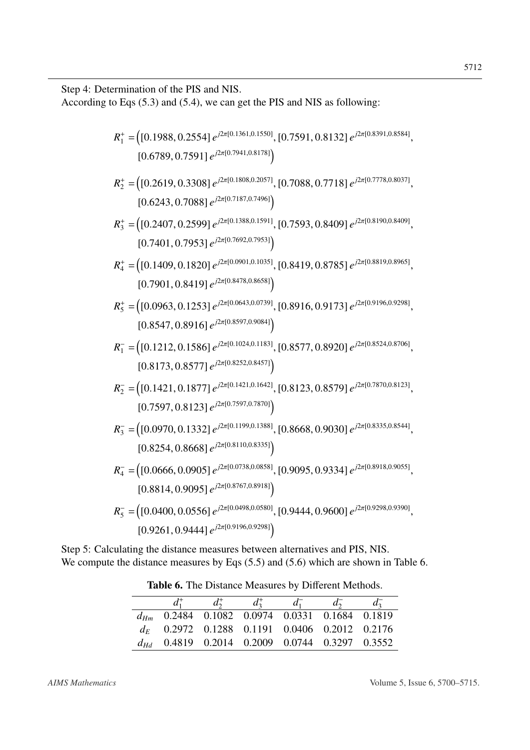Step 4: Determination of the PIS and NIS.

According to Eqs (5.3) and (5.4), we can get the PIS and NIS as following:

$$R_1^+ = \left([0.1988, 0.2554]\, e^{j2\pi[0.1361,0.1550]}, [0.7591, 0.8132]\, e^{j2\pi[0.8391,0.8584]}, [0.6789, 0.7591]\, e^{j2\pi[0.7941,0.8178]}\right)$$

$$R_2^+ = \left([0.2619, 0.3308]\, e^{j2\pi[0.1808,0.2057]}, [0.7088, 0.7718]\, e^{j2\pi[0.7778,0.8037]}, [0.6243, 0.7088]\, e^{j2\pi[0.7187,0.7496]}\right)$$

$$R_3^+ = \left([0.2407, 0.2599]\, e^{j2\pi[0.1388,0.1591]}, [0.7593, 0.8409]\, e^{j2\pi[0.8190,0.8409]}, [0.7401, 0.7953]\, e^{j2\pi[0.7692,0.7953]}\right)$$

$$R_4^+ = \left([0.1409, 0.1820]\, e^{j2\pi[0.0901,0.1035]}, [0.8419, 0.8785]\, e^{j2\pi[0.8819,0.8965]}, [0.7901, 0.8419]\, e^{j2\pi[0.8478,0.8658]}\right)$$

$$R_5^+ = \left([0.0963, 0.1253]\, e^{j2\pi[0.0643,0.0739]}, [0.8916, 0.9173]\, e^{j2\pi[0.9196,0.9298]}, [0.8547, 0.8916]\, e^{j2\pi[0.8597,0.9084]}\right)$$

$$R_1^- = \left([0.1212, 0.1586]\, e^{j2\pi[0.1024,0.1183]}, [0.8577, 0.8920]\, e^{j2\pi[0.8524,0.8706]}, [0.8173, 0.8577]\, e^{j2\pi[0.8252,0.8457]}\right)$$

$$R_2^- = \left([0.1421, 0.1877]\, e^{j2\pi[0.1421,0.1642]}, [0.8123, 0.8579]\, e^{j2\pi[0.7870,0.8123]}, [0.7597, 0.8123]\, e^{j2\pi[0.7597,0.7870]}\right)$$

$$R_3^- = \left([0.0970, 0.1332]\, e^{j2\pi[0.1199,0.1388]}, [0.8668, 0.9030]\, e^{j2\pi[0.8335,0.8544]}, [0.8254, 0.8668]\, e^{j2\pi[0.8110,0.8335]}\right)$$

$$R_4^- = \left([0.0666, 0.0905]\, e^{j2\pi[0.0738,0.0858]}, [0.9095, 0.9334]\, e^{j2\pi[0.8918,0.9055]}, [0.8814, 0.9095]\, e^{j2\pi[0.8767,0.8918]}\right)$$

$$R_5^- = \left([0.0400, 0.0556]\, e^{j2\pi[0.0498,0.0580]}, [0.9444, 0.9600]\, e^{j2\pi[0.9298,0.9390]}, [0.9261, 0.9444]\, e^{j2\pi[0.9196,0.9298]}\right)$$

Step 5: Calculating the distance measures between alternatives and PIS, NIS.

We compute the distance measures by Eqs (5.5) and (5.6) which are shown in Table 6.

**Table 6.** The Distance Measures by Different Methods.

| | $d_1^+$ | $d_2^+$ | $d_3^+$ | $d_1^-$ | $d_2^-$ | $d_3^-$ |
|---|---|---|---|---|---|---|
| $d_{Hm}$ | 0.2484 | 0.1082 | 0.0974 | 0.0331 | 0.1684 | 0.1819 |
| $d_E$ | 0.2972 | 0.1288 | 0.1191 | 0.0406 | 0.2012 | 0.2176 |
| $d_{Hd}$ | 0.4819 | 0.2014 | 0.2009 | 0.0744 | 0.3297 | 0.3552 |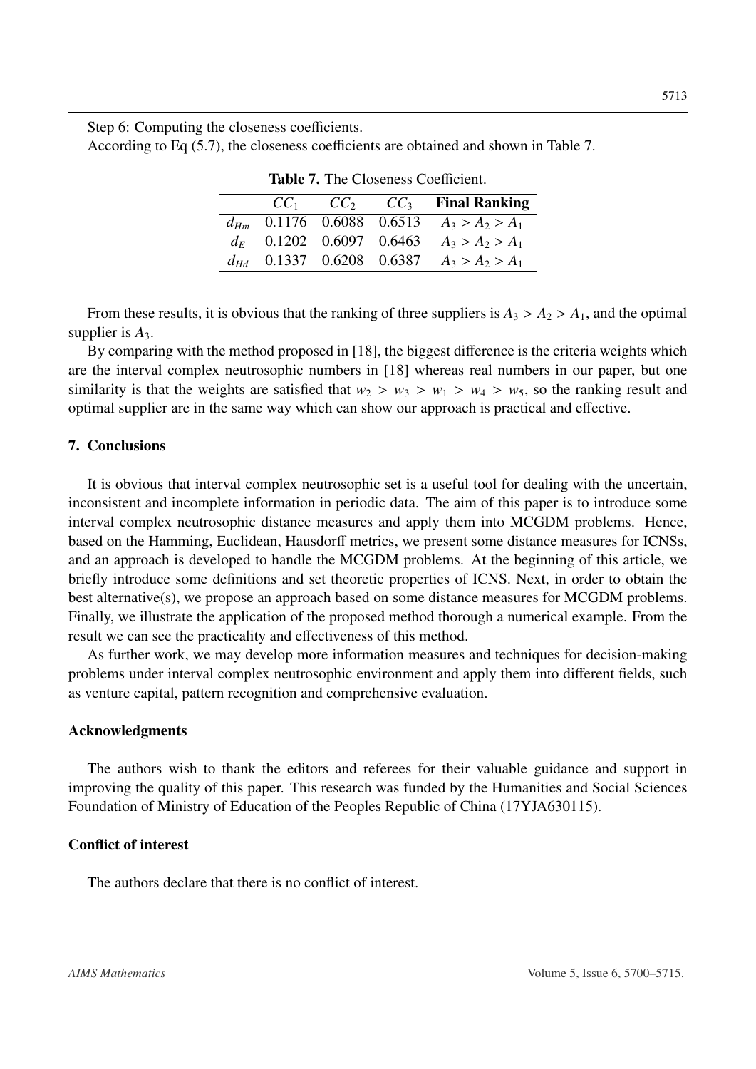Step 6: Computing the closeness coefficients.

According to Eq (5.7), the closeness coefficients are obtained and shown in Table 7.

**Table 7.** The Closeness Coefficient.

| | $CC_1$ | $CC_2$ | $CC_3$ | **Final Ranking** |
|---|---|---|---|---|
| $d_{Hm}$ | 0.1176 | 0.6088 | 0.6513 | $A_3 > A_2 > A_1$ |
| $d_E$ | 0.1202 | 0.6097 | 0.6463 | $A_3 > A_2 > A_1$ |
| $d_{Hd}$ | 0.1337 | 0.6208 | 0.6387 | $A_3 > A_2 > A_1$ |

From these results, it is obvious that the ranking of three suppliers is $A_3 > A_2 > A_1$, and the optimal supplier is $A_3$.

By comparing with the method proposed in [18], the biggest difference is the criteria weights which are the interval complex neutrosophic numbers in [18] whereas real numbers in our paper, but one similarity is that the weights are satisfied that $w_2 > w_3 > w_1 > w_4 > w_5$, so the ranking result and optimal supplier are in the same way which can show our approach is practical and effective.

## 7. Conclusions

It is obvious that interval complex neutrosophic set is a useful tool for dealing with the uncertain, inconsistent and incomplete information in periodic data. The aim of this paper is to introduce some interval complex neutrosophic distance measures and apply them into MCGDM problems. Hence, based on the Hamming, Euclidean, Hausdorff metrics, we present some distance measures for ICNSs, and an approach is developed to handle the MCGDM problems. At the beginning of this article, we briefly introduce some definitions and set theoretic properties of ICNS. Next, in order to obtain the best alternative(s), we propose an approach based on some distance measures for MCGDM problems. Finally, we illustrate the application of the proposed method thorough a numerical example. From the result we can see the practicality and effectiveness of this method.

As further work, we may develop more information measures and techniques for decision-making problems under interval complex neutrosophic environment and apply them into different fields, such as venture capital, pattern recognition and comprehensive evaluation.

## Acknowledgments

The authors wish to thank the editors and referees for their valuable guidance and support in improving the quality of this paper. This research was funded by the Humanities and Social Sciences Foundation of Ministry of Education of the Peoples Republic of China (17YJA630115).

## Conflict of interest

The authors declare that there is no conflict of interest.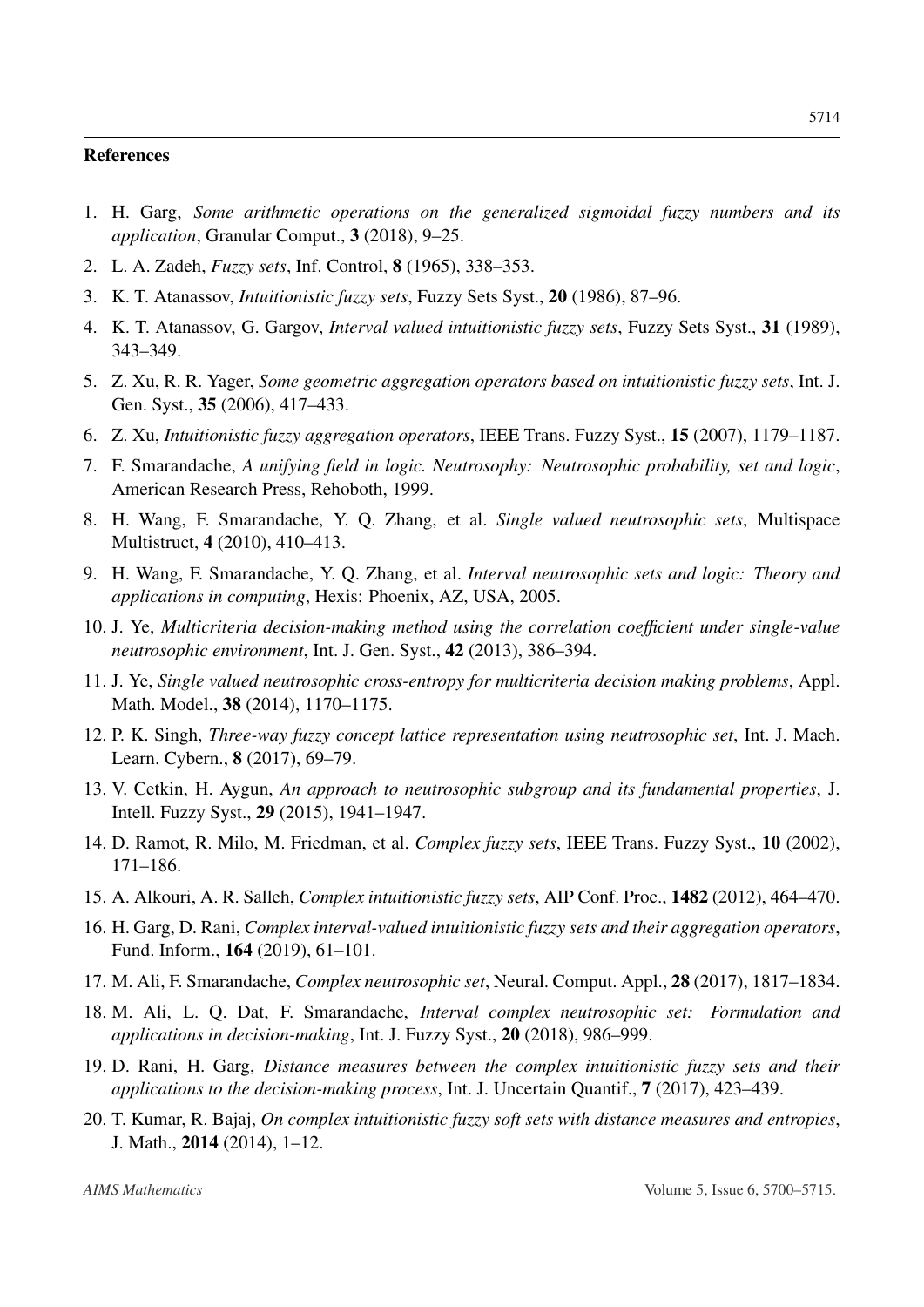## References

1. H. Garg, *Some arithmetic operations on the generalized sigmoidal fuzzy numbers and its application*, Granular Comput., **3** (2018), 9–25.
2. L. A. Zadeh, *Fuzzy sets*, Inf. Control, **8** (1965), 338–353.
3. K. T. Atanassov, *Intuitionistic fuzzy sets*, Fuzzy Sets Syst., **20** (1986), 87–96.
4. K. T. Atanassov, G. Gargov, *Interval valued intuitionistic fuzzy sets*, Fuzzy Sets Syst., **31** (1989), 343–349.
5. Z. Xu, R. R. Yager, *Some geometric aggregation operators based on intuitionistic fuzzy sets*, Int. J. Gen. Syst., **35** (2006), 417–433.
6. Z. Xu, *Intuitionistic fuzzy aggregation operators*, IEEE Trans. Fuzzy Syst., **15** (2007), 1179–1187.
7. F. Smarandache, *A unifying field in logic. Neutrosophy: Neutrosophic probability, set and logic*, American Research Press, Rehoboth, 1999.
8. H. Wang, F. Smarandache, Y. Q. Zhang, et al. *Single valued neutrosophic sets*, Multispace Multistruct, **4** (2010), 410–413.
9. H. Wang, F. Smarandache, Y. Q. Zhang, et al. *Interval neutrosophic sets and logic: Theory and applications in computing*, Hexis: Phoenix, AZ, USA, 2005.
10. J. Ye, *Multicriteria decision-making method using the correlation coefficient under single-value neutrosophic environment*, Int. J. Gen. Syst., **42** (2013), 386–394.
11. J. Ye, *Single valued neutrosophic cross-entropy for multicriteria decision making problems*, Appl. Math. Model., **38** (2014), 1170–1175.
12. P. K. Singh, *Three-way fuzzy concept lattice representation using neutrosophic set*, Int. J. Mach. Learn. Cybern., **8** (2017), 69–79.
13. V. Cetkin, H. Aygun, *An approach to neutrosophic subgroup and its fundamental properties*, J. Intell. Fuzzy Syst., **29** (2015), 1941–1947.
14. D. Ramot, R. Milo, M. Friedman, et al. *Complex fuzzy sets*, IEEE Trans. Fuzzy Syst., **10** (2002), 171–186.
15. A. Alkouri, A. R. Salleh, *Complex intuitionistic fuzzy sets*, AIP Conf. Proc., **1482** (2012), 464–470.
16. H. Garg, D. Rani, *Complex interval-valued intuitionistic fuzzy sets and their aggregation operators*, Fund. Inform., **164** (2019), 61–101.
17. M. Ali, F. Smarandache, *Complex neutrosophic set*, Neural. Comput. Appl., **28** (2017), 1817–1834.
18. M. Ali, L. Q. Dat, F. Smarandache, *Interval complex neutrosophic set: Formulation and applications in decision-making*, Int. J. Fuzzy Syst., **20** (2018), 986–999.
19. D. Rani, H. Garg, *Distance measures between the complex intuitionistic fuzzy sets and their applications to the decision-making process*, Int. J. Uncertain Quantif., **7** (2017), 423–439.
20. T. Kumar, R. Bajaj, *On complex intuitionistic fuzzy soft sets with distance measures and entropies*, J. Math., **2014** (2014), 1–12.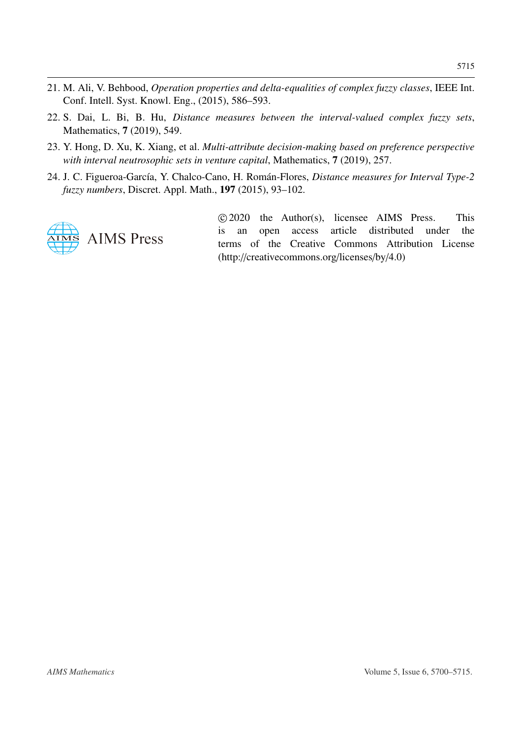21. M. Ali, V. Behbood, *Operation properties and delta-equalities of complex fuzzy classes*, IEEE Int. Conf. Intell. Syst. Knowl. Eng., (2015), 586–593.
22. S. Dai, L. Bi, B. Hu, *Distance measures between the interval-valued complex fuzzy sets*, Mathematics, **7** (2019), 549.
23. Y. Hong, D. Xu, K. Xiang, et al. *Multi-attribute decision-making based on preference perspective with interval neutrosophic sets in venture capital*, Mathematics, **7** (2019), 257.
24. J. C. Figueroa-García, Y. Chalco-Cano, H. Román-Flores, *Distance measures for Interval Type-2 fuzzy numbers*, Discret. Appl. Math., **197** (2015), 93–102.

AIMS Press

© 2020 the Author(s), licensee AIMS Press. This is an open access article distributed under the terms of the Creative Commons Attribution License (http://creativecommons.org/licenses/by/4.0)